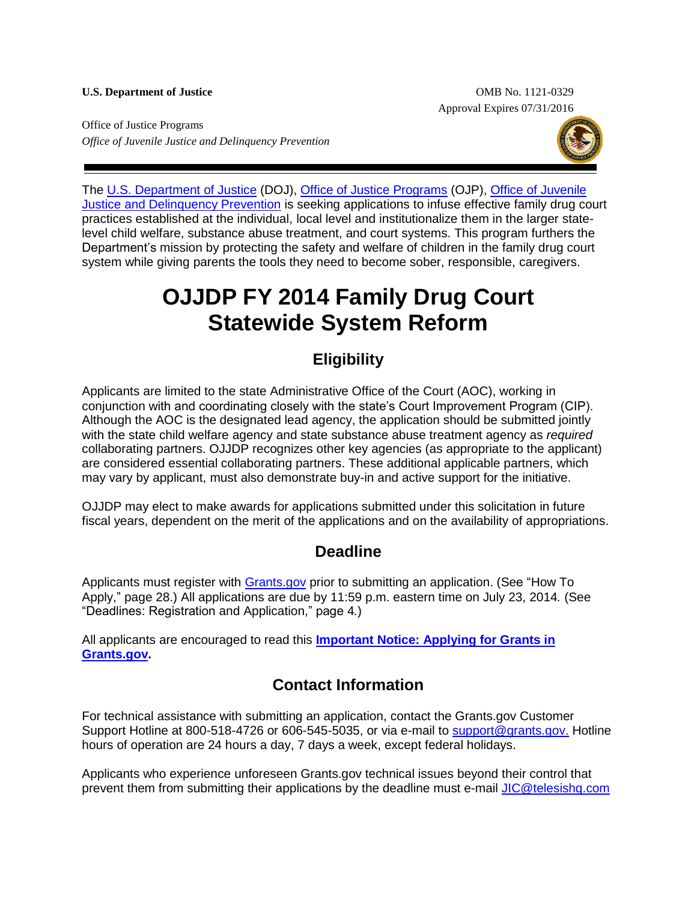**U.S. Department of Justice**

Office of Justice Programps

OMB No. 1121-0329
Approval Expires 07/31/2016

Office of Justice Programs
*Office of Juvenile Justice and Delinquency Prevention*

The U.S. Department of Justice (DOJ), Office of Justice Programs (OJP), Office of Juvenile Justice and Delinquency Prevention is seeking applications to infuse effective family drug court practices established at the individual, local level and institutionalize them in the larger state-level child welfare, substance abuse treatment, and court systems. This program furthers the Department's mission by protecting the safety and welfare of children in the family drug court system while giving parents the tools they need to become sober, responsible, caregivers.

# OJJDP FY 2014 Family Drug Court Statewide System Reform

## Eligibility

Applicants are limited to the state Administrative Office of the Court (AOC), working in conjunction with and coordinating closely with the state's Court Improvement Program (CIP). Although the AOC is the designated lead agency, the application should be submitted jointly with the state child welfare agency and state substance abuse treatment agency as *required* collaborating partners. OJJDP recognizes other key agencies (as appropriate to the applicant) are considered essential collaborating partners. These additional applicable partners, which may vary by applicant, must also demonstrate buy-in and active support for the initiative.

OJJDP may elect to make awards for applications submitted under this solicitation in future fiscal years, dependent on the merit of the applications and on the availability of appropriations.

## Deadline

Applicants must register with Grants.gov prior to submitting an application. (See "How To Apply," page 28.) All applications are due by 11:59 p.m. eastern time on July 23, 2014*.* (See "Deadlines: Registration and Application," page 4*.*)

All applicants are encouraged to read this **Important Notice: Applying for Grants in Grants.gov.**

## Contact Information

For technical assistance with submitting an application, contact the Grants.gov Customer Support Hotline at 800-518-4726 or 606-545-5035, or via e-mail to support@grants.gov. Hotline hours of operation are 24 hours a day, 7 days a week, except federal holidays.

Applicants who experience unforeseen Grants.gov technical issues beyond their control that prevent them from submitting their applications by the deadline must e-mail JIC@telesishq.com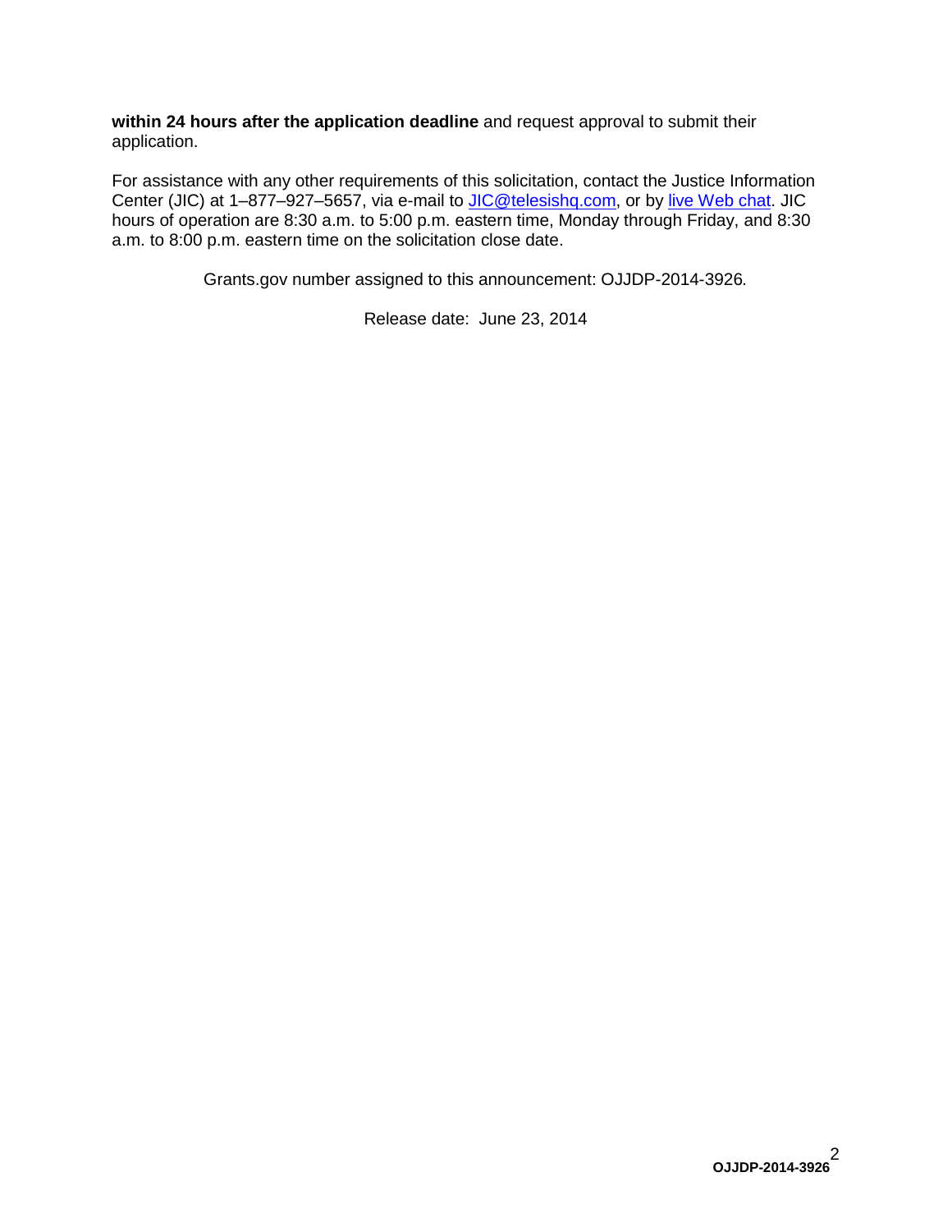**within 24 hours after the application deadline** and request approval to submit their application.

For assistance with any other requirements of this solicitation, contact the Justice Information Center (JIC) at 1–877–927–5657, via e-mail to JIC@telesishq.com, or by live Web chat. JIC hours of operation are 8:30 a.m. to 5:00 p.m. eastern time, Monday through Friday, and 8:30 a.m. to 8:00 p.m. eastern time on the solicitation close date.

Grants.gov number assigned to this announcement: OJJDP-2014-3926*.*

Release date: June 23, 2014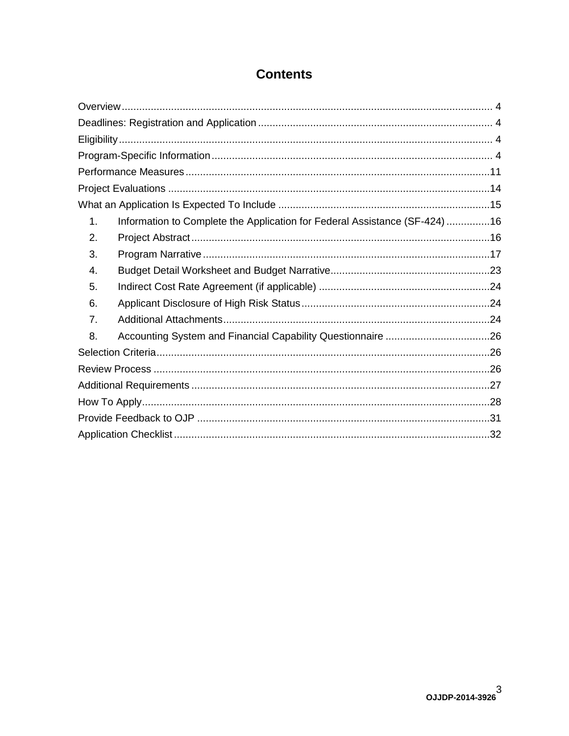# Contents

Overview ........................................................................................................................ 4
Deadlines: Registration and Application ................................................................................. 4
Eligibility ........................................................................................................................ 4
Program-Specific Information ................................................................................................ 4
Performance Measures ........................................................................................................ 11
Project Evaluations .............................................................................................................. 14
What an Application Is Expected To Include ......................................................................... 15

1. Information to Complete the Application for Federal Assistance (SF-424) ............... 16
2. Project Abstract ....................................................................................................... 16
3. Program Narrative .................................................................................................... 17
4. Budget Detail Worksheet and Budget Narrative ....................................................... 23
5. Indirect Cost Rate Agreement (if applicable) ........................................................... 24
6. Applicant Disclosure of High Risk Status ................................................................. 24
7. Additional Attachments ............................................................................................ 24
8. Accounting System and Financial Capability Questionnaire .................................... 26

Selection Criteria .................................................................................................................. 26
Review Process .................................................................................................................... 26
Additional Requirements ...................................................................................................... 27
How To Apply ....................................................................................................................... 28
Provide Feedback to OJP ..................................................................................................... 31
Application Checklist ............................................................................................................ 32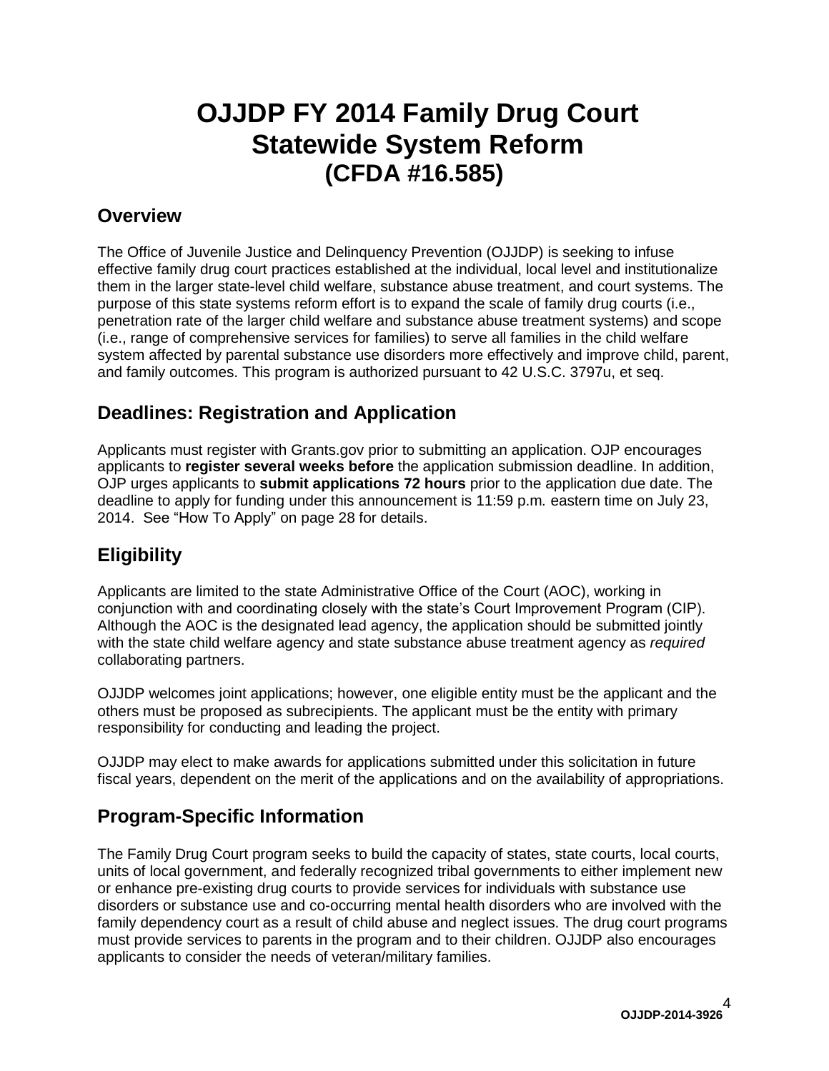# OJJDP FY 2014 Family Drug Court Statewide System Reform (CFDA #16.585)

## Overview

The Office of Juvenile Justice and Delinquency Prevention (OJJDP) is seeking to infuse effective family drug court practices established at the individual, local level and institutionalize them in the larger state-level child welfare, substance abuse treatment, and court systems. The purpose of this state systems reform effort is to expand the scale of family drug courts (i.e., penetration rate of the larger child welfare and substance abuse treatment systems) and scope (i.e., range of comprehensive services for families) to serve all families in the child welfare system affected by parental substance use disorders more effectively and improve child, parent, and family outcomes. This program is authorized pursuant to 42 U.S.C. 3797u, et seq.

## Deadlines: Registration and Application

Applicants must register with Grants.gov prior to submitting an application. OJP encourages applicants to **register several weeks before** the application submission deadline. In addition, OJP urges applicants to **submit applications 72 hours** prior to the application due date. The deadline to apply for funding under this announcement is 11:59 p.m*.* eastern time on July 23, 2014. See "How To Apply" on page 28 for details.

## Eligibility

Applicants are limited to the state Administrative Office of the Court (AOC), working in conjunction with and coordinating closely with the state's Court Improvement Program (CIP). Although the AOC is the designated lead agency, the application should be submitted jointly with the state child welfare agency and state substance abuse treatment agency as *required* collaborating partners.

OJJDP welcomes joint applications; however, one eligible entity must be the applicant and the others must be proposed as subrecipients. The applicant must be the entity with primary responsibility for conducting and leading the project.

OJJDP may elect to make awards for applications submitted under this solicitation in future fiscal years, dependent on the merit of the applications and on the availability of appropriations.

## Program-Specific Information

The Family Drug Court program seeks to build the capacity of states, state courts, local courts, units of local government, and federally recognized tribal governments to either implement new or enhance pre-existing drug courts to provide services for individuals with substance use disorders or substance use and co-occurring mental health disorders who are involved with the family dependency court as a result of child abuse and neglect issues. The drug court programs must provide services to parents in the program and to their children. OJJDP also encourages applicants to consider the needs of veteran/military families.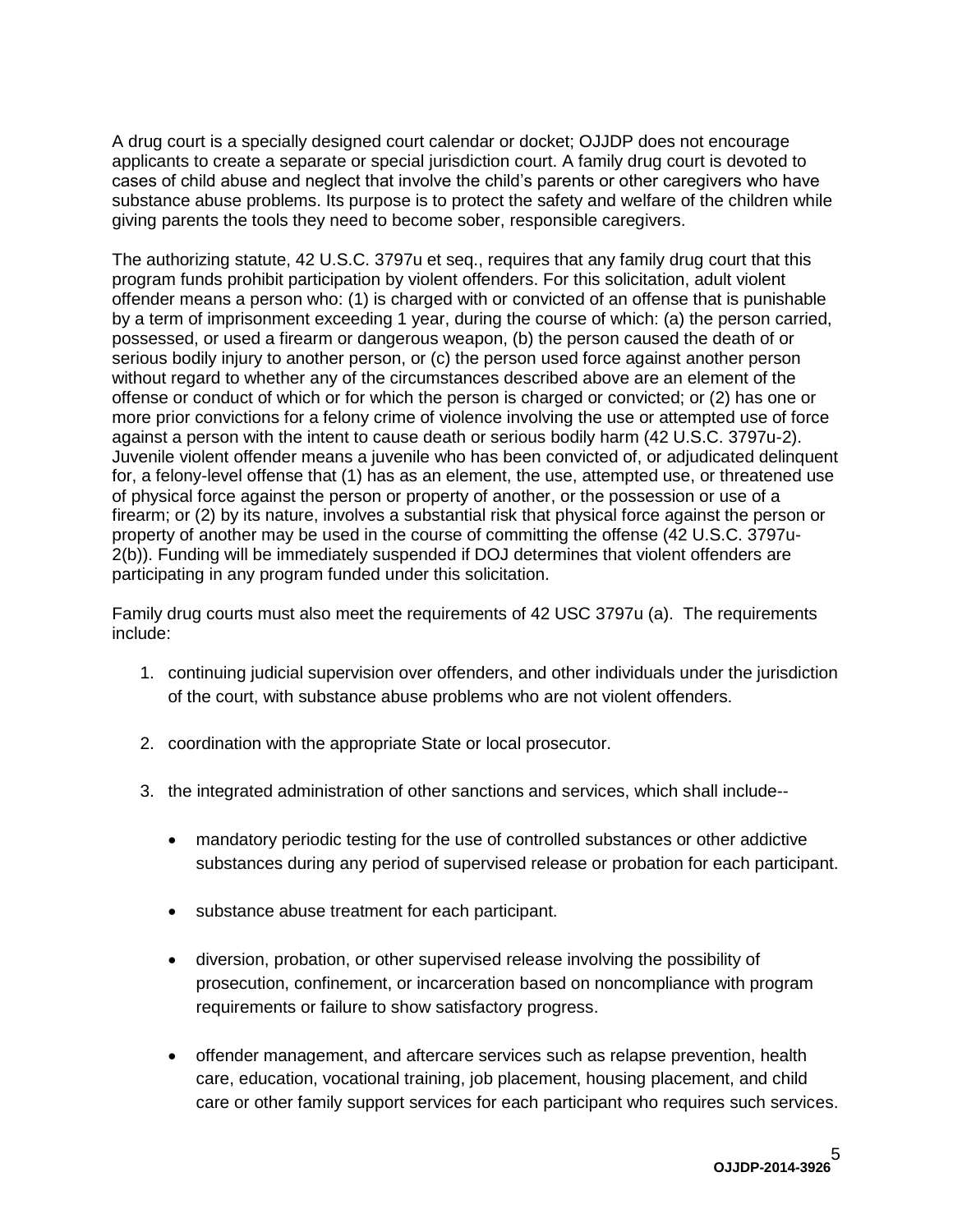A drug court is a specially designed court calendar or docket; OJJDP does not encourage applicants to create a separate or special jurisdiction court. A family drug court is devoted to cases of child abuse and neglect that involve the child's parents or other caregivers who have substance abuse problems. Its purpose is to protect the safety and welfare of the children while giving parents the tools they need to become sober, responsible caregivers.

The authorizing statute, 42 U.S.C. 3797u et seq., requires that any family drug court that this program funds prohibit participation by violent offenders. For this solicitation, adult violent offender means a person who: (1) is charged with or convicted of an offense that is punishable by a term of imprisonment exceeding 1 year, during the course of which: (a) the person carried, possessed, or used a firearm or dangerous weapon, (b) the person caused the death of or serious bodily injury to another person, or (c) the person used force against another person without regard to whether any of the circumstances described above are an element of the offense or conduct of which or for which the person is charged or convicted; or (2) has one or more prior convictions for a felony crime of violence involving the use or attempted use of force against a person with the intent to cause death or serious bodily harm (42 U.S.C. 3797u-2). Juvenile violent offender means a juvenile who has been convicted of, or adjudicated delinquent for, a felony-level offense that (1) has as an element, the use, attempted use, or threatened use of physical force against the person or property of another, or the possession or use of a firearm; or (2) by its nature, involves a substantial risk that physical force against the person or property of another may be used in the course of committing the offense (42 U.S.C. 3797u-2(b)). Funding will be immediately suspended if DOJ determines that violent offenders are participating in any program funded under this solicitation.

Family drug courts must also meet the requirements of 42 USC 3797u (a). The requirements include:

1. continuing judicial supervision over offenders, and other individuals under the jurisdiction of the court, with substance abuse problems who are not violent offenders.

2. coordination with the appropriate State or local prosecutor.

3. the integrated administration of other sanctions and services, which shall include--

   - mandatory periodic testing for the use of controlled substances or other addictive substances during any period of supervised release or probation for each participant.

   - substance abuse treatment for each participant.

   - diversion, probation, or other supervised release involving the possibility of prosecution, confinement, or incarceration based on noncompliance with program requirements or failure to show satisfactory progress.

   - offender management, and aftercare services such as relapse prevention, health care, education, vocational training, job placement, housing placement, and child care or other family support services for each participant who requires such services.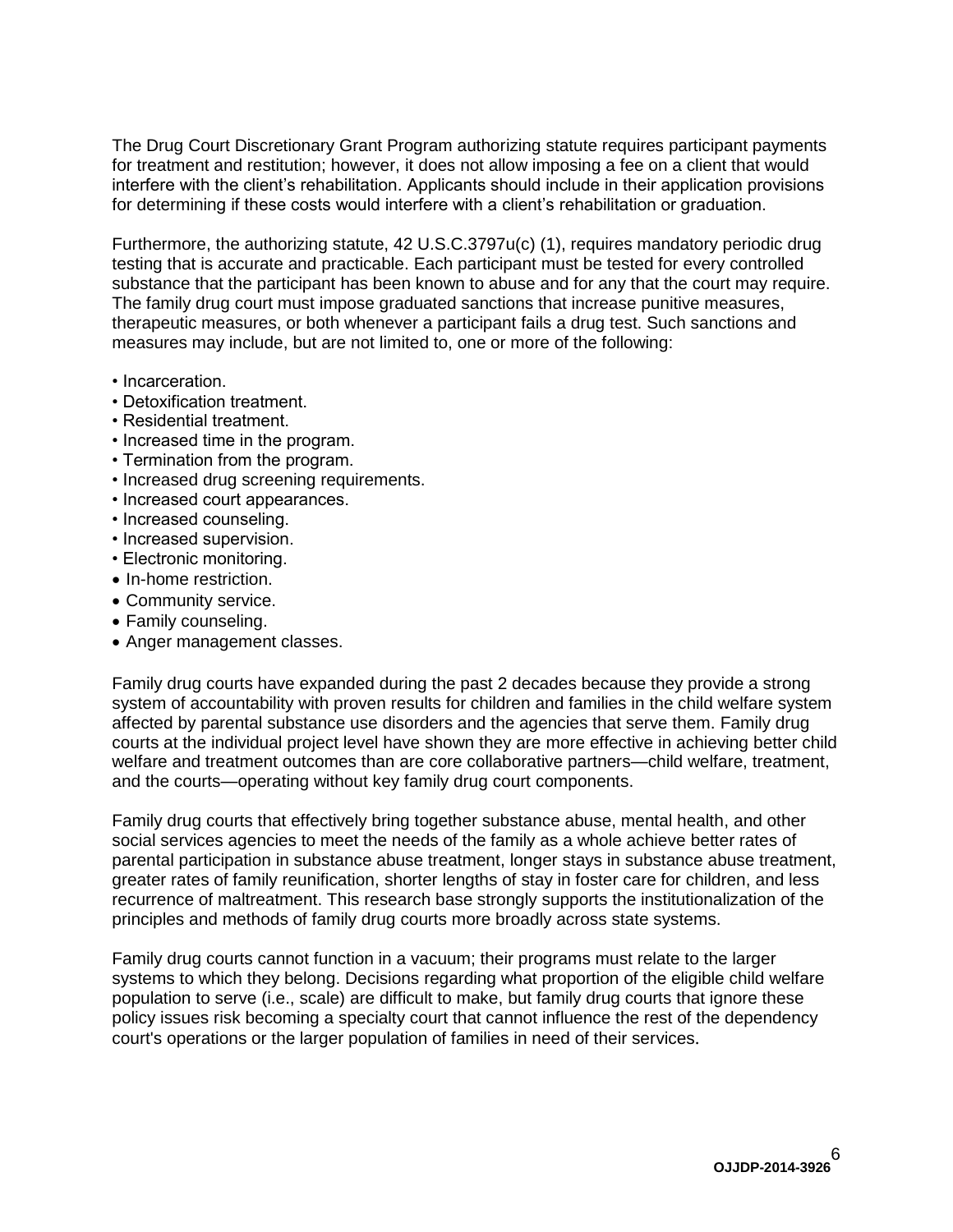The Drug Court Discretionary Grant Program authorizing statute requires participant payments for treatment and restitution; however, it does not allow imposing a fee on a client that would interfere with the client's rehabilitation. Applicants should include in their application provisions for determining if these costs would interfere with a client's rehabilitation or graduation.

Furthermore, the authorizing statute, 42 U.S.C.3797u(c) (1), requires mandatory periodic drug testing that is accurate and practicable. Each participant must be tested for every controlled substance that the participant has been known to abuse and for any that the court may require. The family drug court must impose graduated sanctions that increase punitive measures, therapeutic measures, or both whenever a participant fails a drug test. Such sanctions and measures may include, but are not limited to, one or more of the following:

- Incarceration.
- Detoxification treatment.
- Residential treatment.
- Increased time in the program.
- Termination from the program.
- Increased drug screening requirements.
- Increased court appearances.
- Increased counseling.
- Increased supervision.
- Electronic monitoring.
- In-home restriction.
- Community service.
- Family counseling.
- Anger management classes.

Family drug courts have expanded during the past 2 decades because they provide a strong system of accountability with proven results for children and families in the child welfare system affected by parental substance use disorders and the agencies that serve them. Family drug courts at the individual project level have shown they are more effective in achieving better child welfare and treatment outcomes than are core collaborative partners—child welfare, treatment, and the courts—operating without key family drug court components.

Family drug courts that effectively bring together substance abuse, mental health, and other social services agencies to meet the needs of the family as a whole achieve better rates of parental participation in substance abuse treatment, longer stays in substance abuse treatment, greater rates of family reunification, shorter lengths of stay in foster care for children, and less recurrence of maltreatment. This research base strongly supports the institutionalization of the principles and methods of family drug courts more broadly across state systems.

Family drug courts cannot function in a vacuum; their programs must relate to the larger systems to which they belong. Decisions regarding what proportion of the eligible child welfare population to serve (i.e., scale) are difficult to make, but family drug courts that ignore these policy issues risk becoming a specialty court that cannot influence the rest of the dependency court's operations or the larger population of families in need of their services.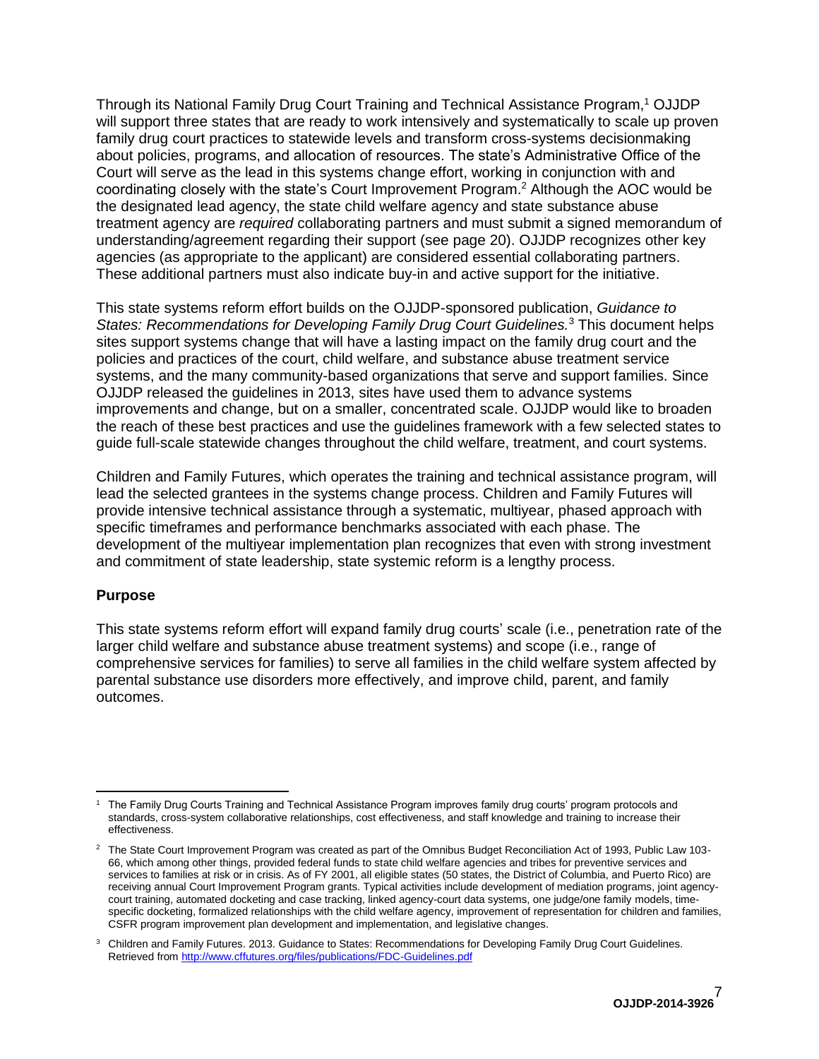Through its National Family Drug Court Training and Technical Assistance Program,[1] OJJDP will support three states that are ready to work intensively and systematically to scale up proven family drug court practices to statewide levels and transform cross-systems decisionmaking about policies, programs, and allocation of resources. The state's Administrative Office of the Court will serve as the lead in this systems change effort, working in conjunction with and coordinating closely with the state's Court Improvement Program.[2] Although the AOC would be the designated lead agency, the state child welfare agency and state substance abuse treatment agency are *required* collaborating partners and must submit a signed memorandum of understanding/agreement regarding their support (see page 20). OJJDP recognizes other key agencies (as appropriate to the applicant) are considered essential collaborating partners. These additional partners must also indicate buy-in and active support for the initiative.

This state systems reform effort builds on the OJJDP-sponsored publication, *Guidance to States: Recommendations for Developing Family Drug Court Guidelines.*[3] This document helps sites support systems change that will have a lasting impact on the family drug court and the policies and practices of the court, child welfare, and substance abuse treatment service systems, and the many community-based organizations that serve and support families. Since OJJDP released the guidelines in 2013, sites have used them to advance systems improvements and change, but on a smaller, concentrated scale. OJJDP would like to broaden the reach of these best practices and use the guidelines framework with a few selected states to guide full-scale statewide changes throughout the child welfare, treatment, and court systems.

Children and Family Futures, which operates the training and technical assistance program, will lead the selected grantees in the systems change process. Children and Family Futures will provide intensive technical assistance through a systematic, multiyear, phased approach with specific timeframes and performance benchmarks associated with each phase. The development of the multiyear implementation plan recognizes that even with strong investment and commitment of state leadership, state systemic reform is a lengthy process.

**Purpose**

This state systems reform effort will expand family drug courts' scale (i.e., penetration rate of the larger child welfare and substance abuse treatment systems) and scope (i.e., range of comprehensive services for families) to serve all families in the child welfare system affected by parental substance use disorders more effectively, and improve child, parent, and family outcomes.

---

[1] The Family Drug Courts Training and Technical Assistance Program improves family drug courts' program protocols and standards, cross-system collaborative relationships, cost effectiveness, and staff knowledge and training to increase their effectiveness.

[2] The State Court Improvement Program was created as part of the Omnibus Budget Reconciliation Act of 1993, Public Law 103-66, which among other things, provided federal funds to state child welfare agencies and tribes for preventive services and services to families at risk or in crisis. As of FY 2001, all eligible states (50 states, the District of Columbia, and Puerto Rico) are receiving annual Court Improvement Program grants. Typical activities include development of mediation programs, joint agency-court training, automated docketing and case tracking, linked agency-court data systems, one judge/one family models, time-specific docketing, formalized relationships with the child welfare agency, improvement of representation for children and families, CSFR program improvement plan development and implementation, and legislative changes.

[3] Children and Family Futures. 2013. Guidance to States: Recommendations for Developing Family Drug Court Guidelines. Retrieved from http://www.cffutures.org/files/publications/FDC-Guidelines.pdf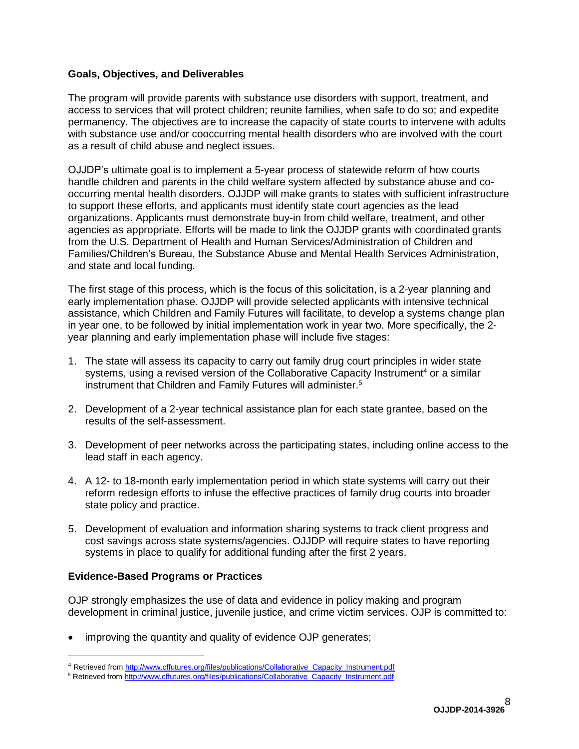**Goals, Objectives, and Deliverables**

The program will provide parents with substance use disorders with support, treatment, and access to services that will protect children; reunite families, when safe to do so; and expedite permanency. The objectives are to increase the capacity of state courts to intervene with adults with substance use and/or cooccurring mental health disorders who are involved with the court as a result of child abuse and neglect issues.

OJJDP's ultimate goal is to implement a 5-year process of statewide reform of how courts handle children and parents in the child welfare system affected by substance abuse and co-occurring mental health disorders. OJJDP will make grants to states with sufficient infrastructure to support these efforts, and applicants must identify state court agencies as the lead organizations. Applicants must demonstrate buy-in from child welfare, treatment, and other agencies as appropriate. Efforts will be made to link the OJJDP grants with coordinated grants from the U.S. Department of Health and Human Services/Administration of Children and Families/Children's Bureau, the Substance Abuse and Mental Health Services Administration, and state and local funding.

The first stage of this process, which is the focus of this solicitation, is a 2-year planning and early implementation phase. OJJDP will provide selected applicants with intensive technical assistance, which Children and Family Futures will facilitate, to develop a systems change plan in year one, to be followed by initial implementation work in year two. More specifically, the 2-year planning and early implementation phase will include five stages:

1. The state will assess its capacity to carry out family drug court principles in wider state systems, using a revised version of the Collaborative Capacity Instrument[4] or a similar instrument that Children and Family Futures will administer.[5]

2. Development of a 2-year technical assistance plan for each state grantee, based on the results of the self-assessment.

3. Development of peer networks across the participating states, including online access to the lead staff in each agency.

4. A 12- to 18-month early implementation period in which state systems will carry out their reform redesign efforts to infuse the effective practices of family drug courts into broader state policy and practice.

5. Development of evaluation and information sharing systems to track client progress and cost savings across state systems/agencies. OJJDP will require states to have reporting systems in place to qualify for additional funding after the first 2 years.

**Evidence-Based Programs or Practices**

OJP strongly emphasizes the use of data and evidence in policy making and program development in criminal justice, juvenile justice, and crime victim services. OJP is committed to:

- improving the quantity and quality of evidence OJP generates;

[4] Retrieved from http://www.cffutures.org/files/publications/Collaborative_Capacity_Instrument.pdf

[5] Retrieved from http://www.cffutures.org/files/publications/Collaborative_Capacity_Instrument.pdf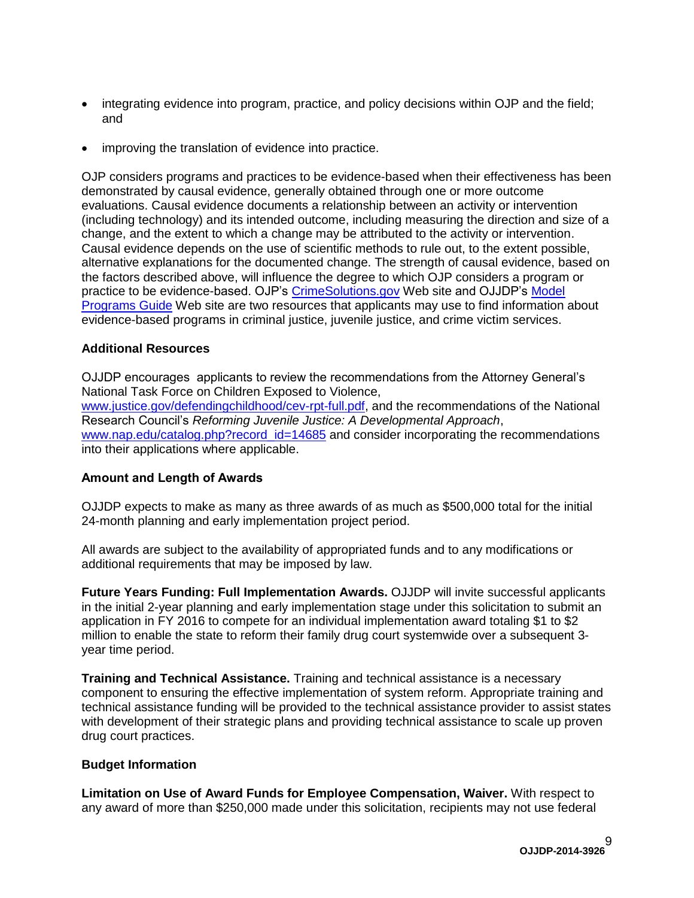- integrating evidence into program, practice, and policy decisions within OJP and the field; and
- improving the translation of evidence into practice.

OJP considers programs and practices to be evidence-based when their effectiveness has been demonstrated by causal evidence, generally obtained through one or more outcome evaluations. Causal evidence documents a relationship between an activity or intervention (including technology) and its intended outcome, including measuring the direction and size of a change, and the extent to which a change may be attributed to the activity or intervention. Causal evidence depends on the use of scientific methods to rule out, to the extent possible, alternative explanations for the documented change. The strength of causal evidence, based on the factors described above, will influence the degree to which OJP considers a program or practice to be evidence-based. OJP's CrimeSolutions.gov Web site and OJJDP's Model Programs Guide Web site are two resources that applicants may use to find information about evidence-based programs in criminal justice, juvenile justice, and crime victim services.

**Additional Resources**

OJJDP encourages applicants to review the recommendations from the Attorney General's National Task Force on Children Exposed to Violence, www.justice.gov/defendingchildhood/cev-rpt-full.pdf, and the recommendations of the National Research Council's *Reforming Juvenile Justice: A Developmental Approach*, www.nap.edu/catalog.php?record_id=14685 and consider incorporating the recommendations into their applications where applicable.

**Amount and Length of Awards**

OJJDP expects to make as many as three awards of as much as $500,000 total for the initial 24-month planning and early implementation project period.

All awards are subject to the availability of appropriated funds and to any modifications or additional requirements that may be imposed by law.

**Future Years Funding: Full Implementation Awards.** OJJDP will invite successful applicants in the initial 2-year planning and early implementation stage under this solicitation to submit an application in FY 2016 to compete for an individual implementation award totaling $1 to $2 million to enable the state to reform their family drug court systemwide over a subsequent 3-year time period.

**Training and Technical Assistance.** Training and technical assistance is a necessary component to ensuring the effective implementation of system reform. Appropriate training and technical assistance funding will be provided to the technical assistance provider to assist states with development of their strategic plans and providing technical assistance to scale up proven drug court practices.

**Budget Information**

**Limitation on Use of Award Funds for Employee Compensation, Waiver.** With respect to any award of more than $250,000 made under this solicitation, recipients may not use federal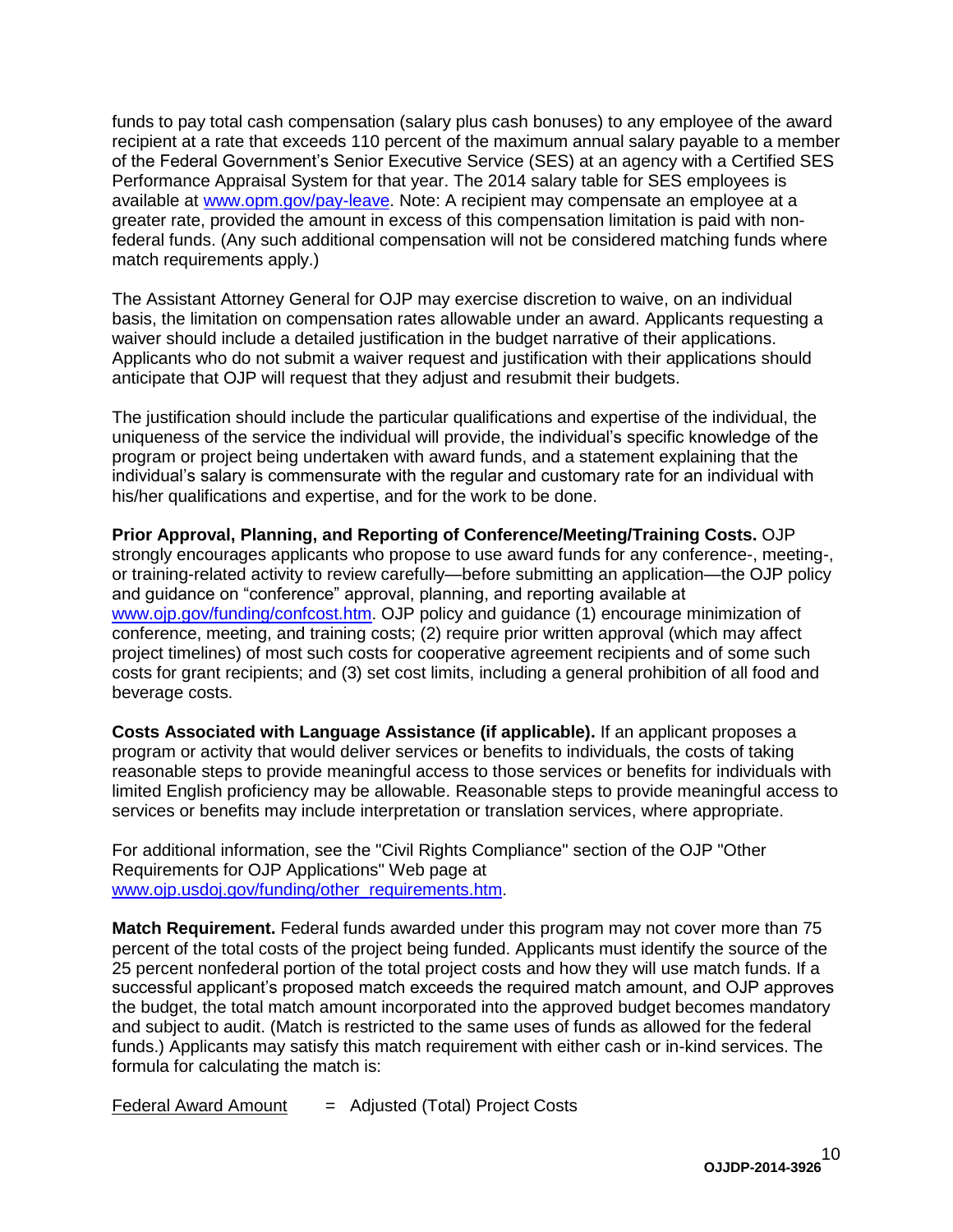funds to pay total cash compensation (salary plus cash bonuses) to any employee of the award recipient at a rate that exceeds 110 percent of the maximum annual salary payable to a member of the Federal Government's Senior Executive Service (SES) at an agency with a Certified SES Performance Appraisal System for that year. The 2014 salary table for SES employees is available at www.opm.gov/pay-leave. Note: A recipient may compensate an employee at a greater rate, provided the amount in excess of this compensation limitation is paid with non-federal funds. (Any such additional compensation will not be considered matching funds where match requirements apply.)

The Assistant Attorney General for OJP may exercise discretion to waive, on an individual basis, the limitation on compensation rates allowable under an award. Applicants requesting a waiver should include a detailed justification in the budget narrative of their applications. Applicants who do not submit a waiver request and justification with their applications should anticipate that OJP will request that they adjust and resubmit their budgets.

The justification should include the particular qualifications and expertise of the individual, the uniqueness of the service the individual will provide, the individual's specific knowledge of the program or project being undertaken with award funds, and a statement explaining that the individual's salary is commensurate with the regular and customary rate for an individual with his/her qualifications and expertise, and for the work to be done.

**Prior Approval, Planning, and Reporting of Conference/Meeting/Training Costs.** OJP strongly encourages applicants who propose to use award funds for any conference-, meeting-, or training-related activity to review carefully—before submitting an application—the OJP policy and guidance on "conference" approval, planning, and reporting available at www.ojp.gov/funding/confcost.htm. OJP policy and guidance (1) encourage minimization of conference, meeting, and training costs; (2) require prior written approval (which may affect project timelines) of most such costs for cooperative agreement recipients and of some such costs for grant recipients; and (3) set cost limits, including a general prohibition of all food and beverage costs.

**Costs Associated with Language Assistance (if applicable).** If an applicant proposes a program or activity that would deliver services or benefits to individuals, the costs of taking reasonable steps to provide meaningful access to those services or benefits for individuals with limited English proficiency may be allowable. Reasonable steps to provide meaningful access to services or benefits may include interpretation or translation services, where appropriate.

For additional information, see the "Civil Rights Compliance" section of the OJP "Other Requirements for OJP Applications" Web page at www.ojp.usdoj.gov/funding/other_requirements.htm.

**Match Requirement.** Federal funds awarded under this program may not cover more than 75 percent of the total costs of the project being funded. Applicants must identify the source of the 25 percent nonfederal portion of the total project costs and how they will use match funds. If a successful applicant's proposed match exceeds the required match amount, and OJP approves the budget, the total match amount incorporated into the approved budget becomes mandatory and subject to audit. (Match is restricted to the same uses of funds as allowed for the federal funds.) Applicants may satisfy this match requirement with either cash or in-kind services. The formula for calculating the match is:

Federal Award Amount = Adjusted (Total) Project Costs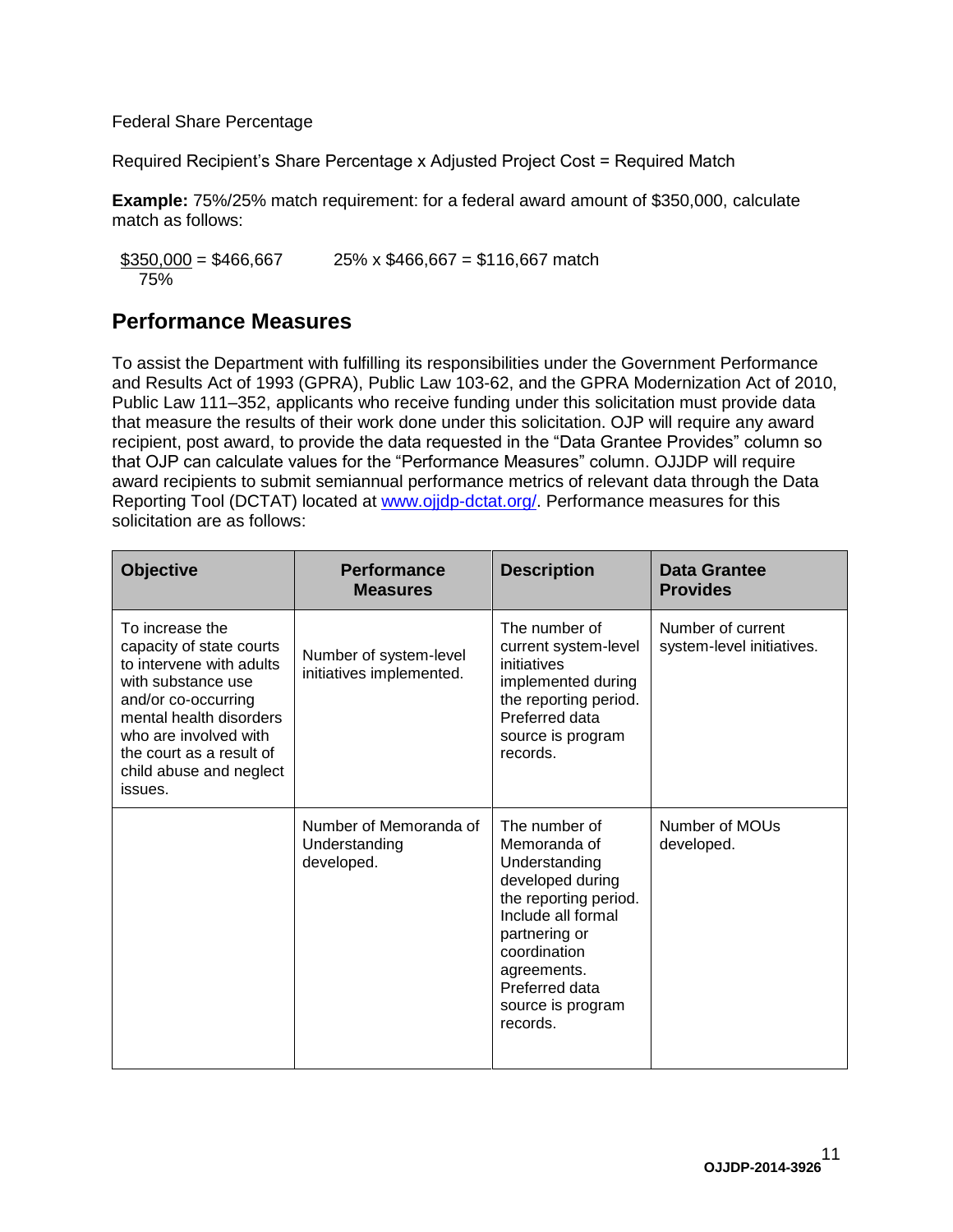Federal Share Percentage

Required Recipient's Share Percentage x Adjusted Project Cost = Required Match

**Example:** 75%/25% match requirement: for a federal award amount of $350,000, calculate match as follows:

$\frac{\$350{,}000}{75\%} = \$466{,}667$ 25% x $466,667 = $116,667 match

## Performance Measures

To assist the Department with fulfilling its responsibilities under the Government Performance and Results Act of 1993 (GPRA), Public Law 103-62, and the GPRA Modernization Act of 2010, Public Law 111–352, applicants who receive funding under this solicitation must provide data that measure the results of their work done under this solicitation. OJP will require any award recipient, post award, to provide the data requested in the "Data Grantee Provides" column so that OJP can calculate values for the "Performance Measures" column. OJJDP will require award recipients to submit semiannual performance metrics of relevant data through the Data Reporting Tool (DCTAT) located at www.ojjdp-dctat.org/. Performance measures for this solicitation are as follows:

| Objective | Performance Measures | Description | Data Grantee Provides |
|---|---|---|---|
| To increase the capacity of state courts to intervene with adults with substance use and/or co-occurring mental health disorders who are involved with the court as a result of child abuse and neglect issues. | Number of system-level initiatives implemented. | The number of current system-level initiatives implemented during the reporting period. Preferred data source is program records. | Number of current system-level initiatives. |
| | Number of Memoranda of Understanding developed. | The number of Memoranda of Understanding developed during the reporting period. Include all formal partnering or coordination agreements. Preferred data source is program records. | Number of MOUs developed. |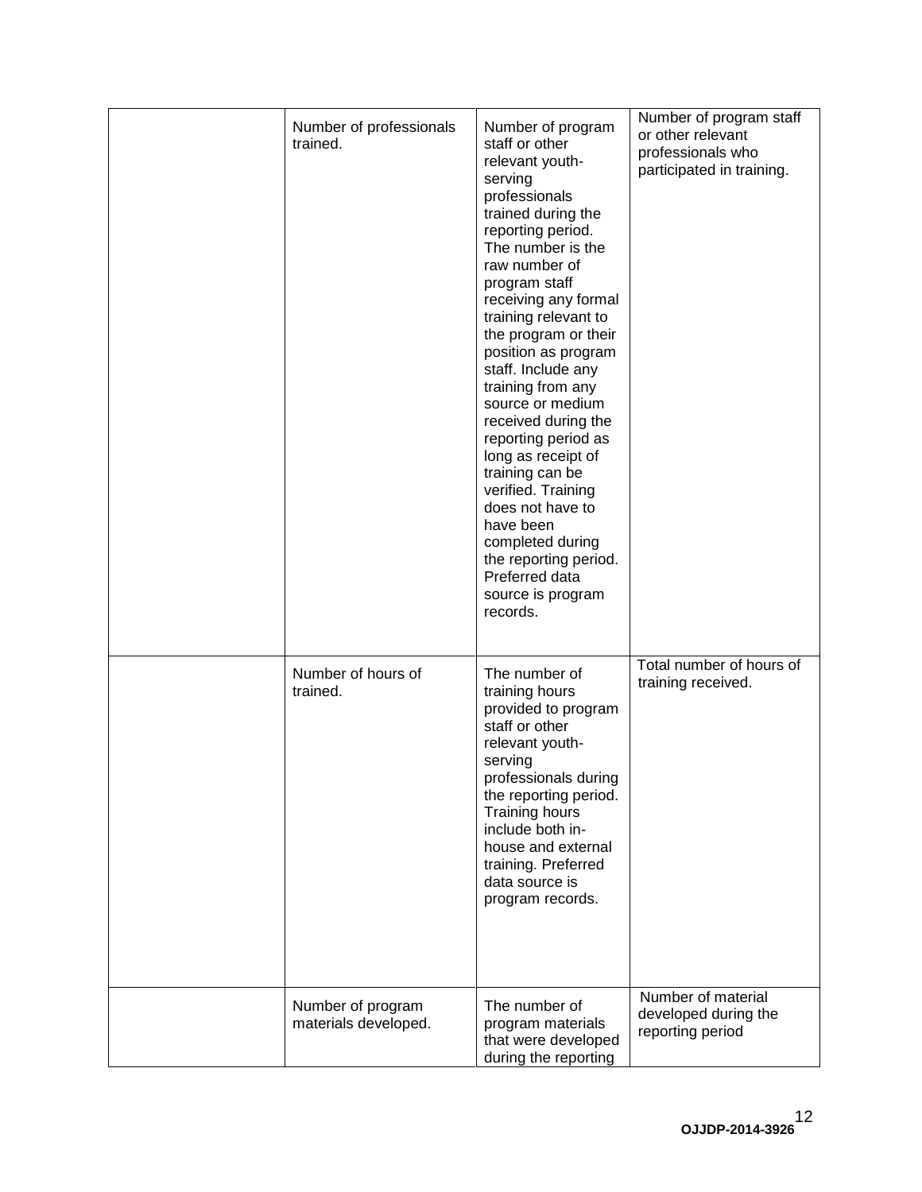| | | | |
|---|---|---|---|
| | Number of professionals trained. | Number of program staff or other relevant youth-serving professionals trained during the reporting period. The number is the raw number of program staff receiving any formal training relevant to the program or their position as program staff. Include any training from any source or medium received during the reporting period as long as receipt of training can be verified. Training does not have to have been completed during the reporting period. Preferred data source is program records. | Number of program staff or other relevant professionals who participated in training. |
| | Number of hours of trained. | The number of training hours provided to program staff or other relevant youth-serving professionals during the reporting period. Training hours include both in-house and external training. Preferred data source is program records. | Total number of hours of training received. |
| | Number of program materials developed. | The number of program materials that were developed during the reporting | Number of material developed during the reporting period |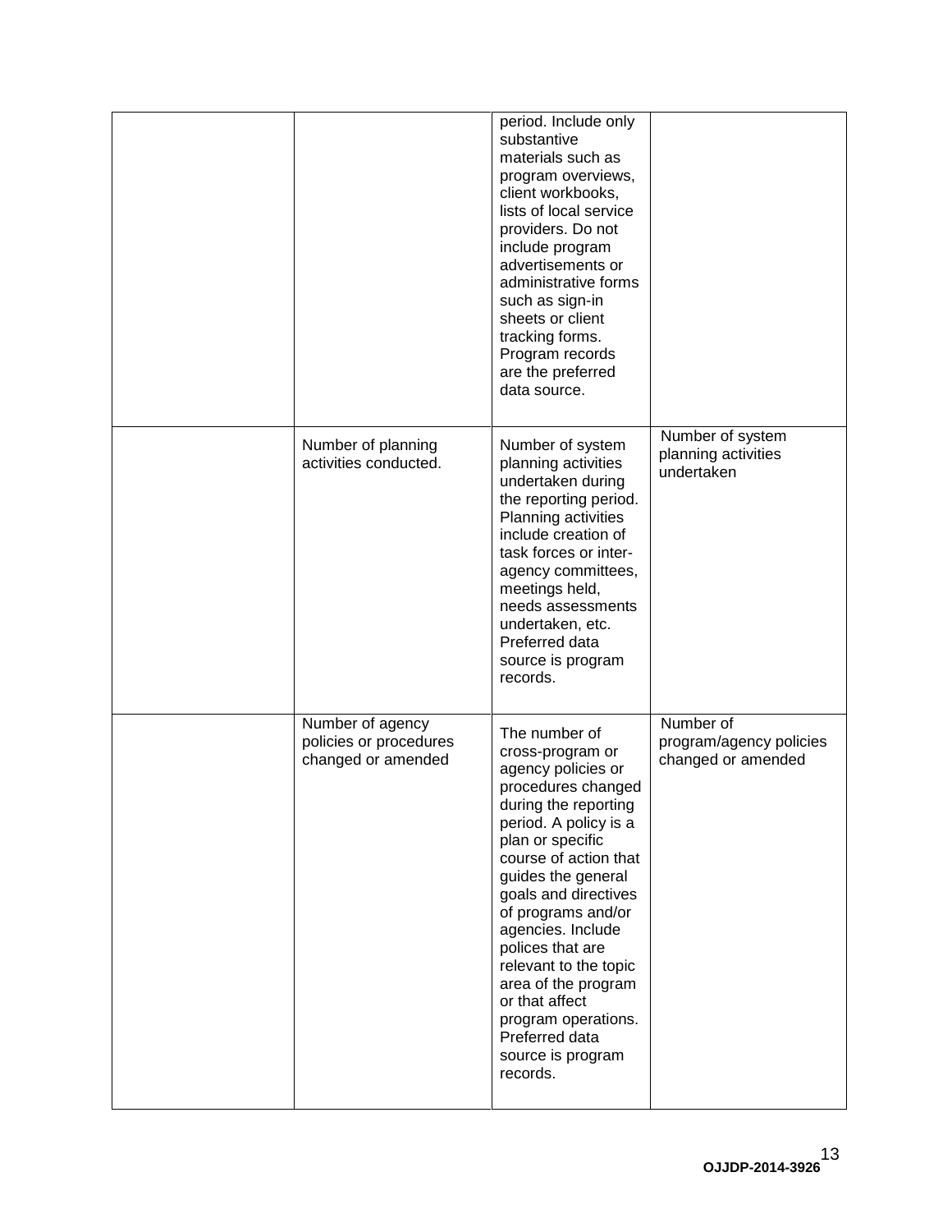| | | | |
|---|---|---|---|
| | | period. Include only substantive materials such as program overviews, client workbooks, lists of local service providers. Do not include program advertisements or administrative forms such as sign-in sheets or client tracking forms. Program records are the preferred data source. | |
| | Number of planning activities conducted. | Number of system planning activities undertaken during the reporting period. Planning activities include creation of task forces or inter-agency committees, meetings held, needs assessments undertaken, etc. Preferred data source is program records. | Number of system planning activities undertaken |
| | Number of agency policies or procedures changed or amended | The number of cross-program or agency policies or procedures changed during the reporting period. A policy is a plan or specific course of action that guides the general goals and directives of programs and/or agencies. Include polices that are relevant to the topic area of the program or that affect program operations. Preferred data source is program records. | Number of program/agency policies changed or amended |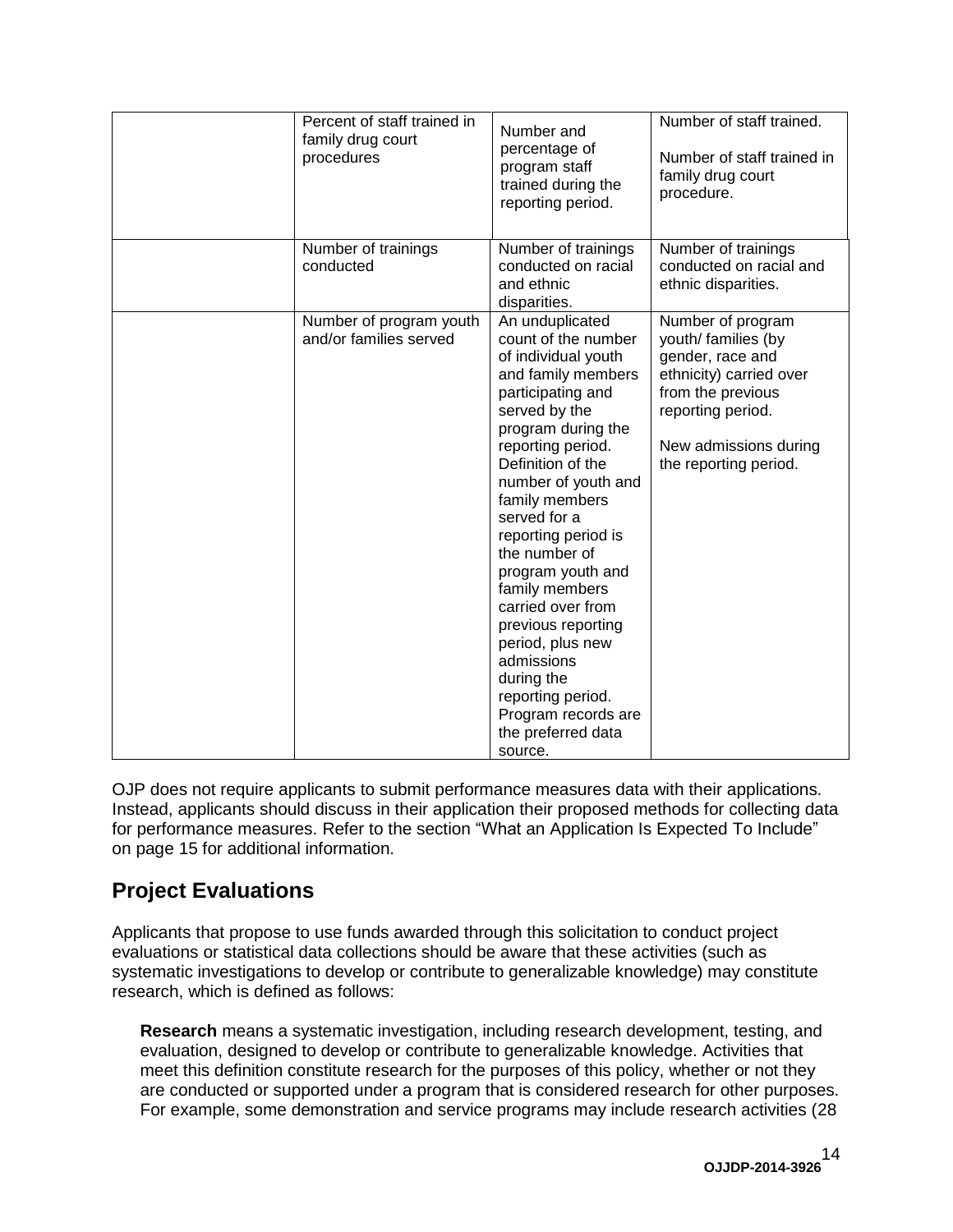| | | | |
|---|---|---|---|
| | Percent of staff trained in family drug court procedures | Number and percentage of program staff trained during the reporting period. | Number of staff trained.<br><br>Number of staff trained in family drug court procedure. |
| | Number of trainings conducted | Number of trainings conducted on racial and ethnic disparities. | Number of trainings conducted on racial and ethnic disparities. |
| | Number of program youth and/or families served | An unduplicated count of the number of individual youth and family members participating and served by the program during the reporting period. Definition of the number of youth and family members served for a reporting period is the number of program youth and family members carried over from previous reporting period, plus new admissions during the reporting period. Program records are the preferred data source. | Number of program youth/ families (by gender, race and ethnicity) carried over from the previous reporting period.<br><br>New admissions during the reporting period. |

OJP does not require applicants to submit performance measures data with their applications. Instead, applicants should discuss in their application their proposed methods for collecting data for performance measures. Refer to the section "What an Application Is Expected To Include" on page 15 for additional information.

## Project Evaluations

Applicants that propose to use funds awarded through this solicitation to conduct project evaluations or statistical data collections should be aware that these activities (such as systematic investigations to develop or contribute to generalizable knowledge) may constitute research, which is defined as follows:

> **Research** means a systematic investigation, including research development, testing, and evaluation, designed to develop or contribute to generalizable knowledge. Activities that meet this definition constitute research for the purposes of this policy, whether or not they are conducted or supported under a program that is considered research for other purposes. For example, some demonstration and service programs may include research activities (28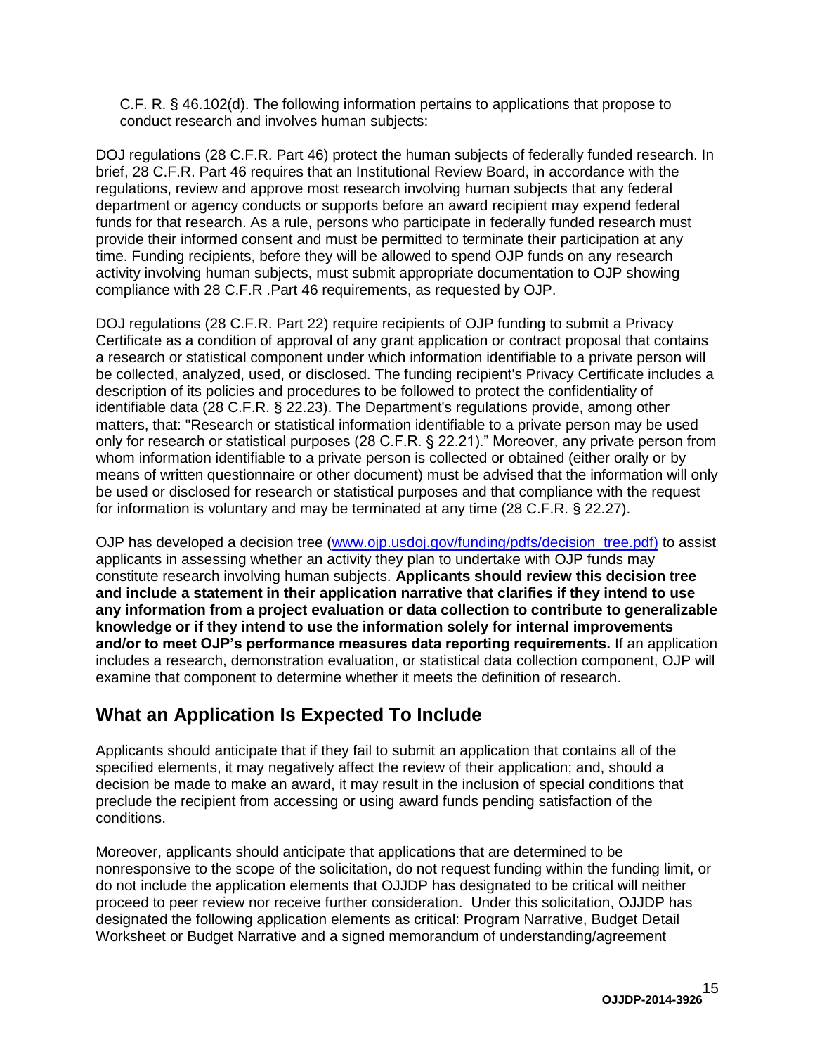C.F. R. § 46.102(d). The following information pertains to applications that propose to conduct research and involves human subjects:

DOJ regulations (28 C.F.R. Part 46) protect the human subjects of federally funded research. In brief, 28 C.F.R. Part 46 requires that an Institutional Review Board, in accordance with the regulations, review and approve most research involving human subjects that any federal department or agency conducts or supports before an award recipient may expend federal funds for that research. As a rule, persons who participate in federally funded research must provide their informed consent and must be permitted to terminate their participation at any time. Funding recipients, before they will be allowed to spend OJP funds on any research activity involving human subjects, must submit appropriate documentation to OJP showing compliance with 28 C.F.R .Part 46 requirements, as requested by OJP.

DOJ regulations (28 C.F.R. Part 22) require recipients of OJP funding to submit a Privacy Certificate as a condition of approval of any grant application or contract proposal that contains a research or statistical component under which information identifiable to a private person will be collected, analyzed, used, or disclosed. The funding recipient's Privacy Certificate includes a description of its policies and procedures to be followed to protect the confidentiality of identifiable data (28 C.F.R. § 22.23). The Department's regulations provide, among other matters, that: "Research or statistical information identifiable to a private person may be used only for research or statistical purposes (28 C.F.R. § 22.21)." Moreover, any private person from whom information identifiable to a private person is collected or obtained (either orally or by means of written questionnaire or other document) must be advised that the information will only be used or disclosed for research or statistical purposes and that compliance with the request for information is voluntary and may be terminated at any time (28 C.F.R. § 22.27).

OJP has developed a decision tree (www.ojp.usdoj.gov/funding/pdfs/decision_tree.pdf) to assist applicants in assessing whether an activity they plan to undertake with OJP funds may constitute research involving human subjects. **Applicants should review this decision tree and include a statement in their application narrative that clarifies if they intend to use any information from a project evaluation or data collection to contribute to generalizable knowledge or if they intend to use the information solely for internal improvements and/or to meet OJP's performance measures data reporting requirements.** If an application includes a research, demonstration evaluation, or statistical data collection component, OJP will examine that component to determine whether it meets the definition of research.

## What an Application Is Expected To Include

Applicants should anticipate that if they fail to submit an application that contains all of the specified elements, it may negatively affect the review of their application; and, should a decision be made to make an award, it may result in the inclusion of special conditions that preclude the recipient from accessing or using award funds pending satisfaction of the conditions.

Moreover, applicants should anticipate that applications that are determined to be nonresponsive to the scope of the solicitation, do not request funding within the funding limit, or do not include the application elements that OJJDP has designated to be critical will neither proceed to peer review nor receive further consideration. Under this solicitation, OJJDP has designated the following application elements as critical: Program Narrative, Budget Detail Worksheet or Budget Narrative and a signed memorandum of understanding/agreement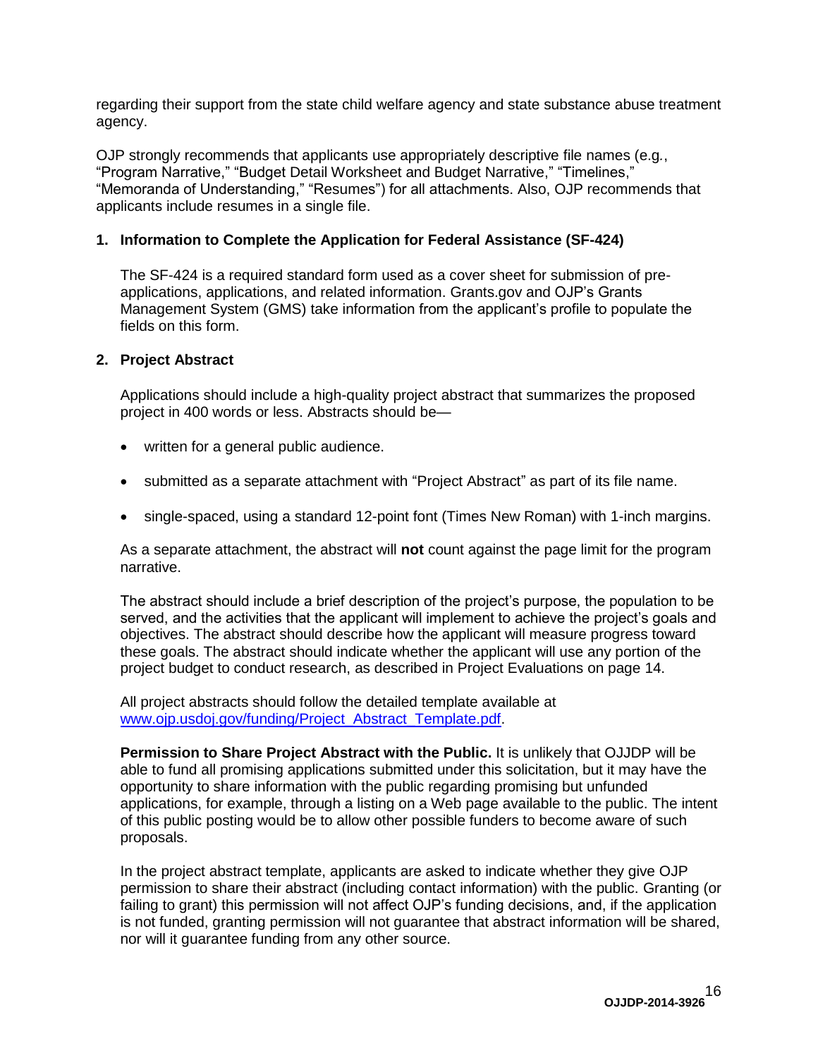regarding their support from the state child welfare agency and state substance abuse treatment agency.

OJP strongly recommends that applicants use appropriately descriptive file names (e.g., "Program Narrative," "Budget Detail Worksheet and Budget Narrative," "Timelines," "Memoranda of Understanding," "Resumes") for all attachments. Also, OJP recommends that applicants include resumes in a single file.

**1. Information to Complete the Application for Federal Assistance (SF-424)**

The SF-424 is a required standard form used as a cover sheet for submission of pre-applications, applications, and related information. Grants.gov and OJP's Grants Management System (GMS) take information from the applicant's profile to populate the fields on this form.

**2. Project Abstract**

Applications should include a high-quality project abstract that summarizes the proposed project in 400 words or less. Abstracts should be—

- written for a general public audience.
- submitted as a separate attachment with "Project Abstract" as part of its file name.
- single-spaced, using a standard 12-point font (Times New Roman) with 1-inch margins.

As a separate attachment, the abstract will **not** count against the page limit for the program narrative.

The abstract should include a brief description of the project's purpose, the population to be served, and the activities that the applicant will implement to achieve the project's goals and objectives. The abstract should describe how the applicant will measure progress toward these goals. The abstract should indicate whether the applicant will use any portion of the project budget to conduct research, as described in Project Evaluations on page 14.

All project abstracts should follow the detailed template available at [www.ojp.usdoj.gov/funding/Project_Abstract_Template.pdf](www.ojp.usdoj.gov/funding/Project_Abstract_Template.pdf).

**Permission to Share Project Abstract with the Public.** It is unlikely that OJJDP will be able to fund all promising applications submitted under this solicitation, but it may have the opportunity to share information with the public regarding promising but unfunded applications, for example, through a listing on a Web page available to the public. The intent of this public posting would be to allow other possible funders to become aware of such proposals.

In the project abstract template, applicants are asked to indicate whether they give OJP permission to share their abstract (including contact information) with the public. Granting (or failing to grant) this permission will not affect OJP's funding decisions, and, if the application is not funded, granting permission will not guarantee that abstract information will be shared, nor will it guarantee funding from any other source.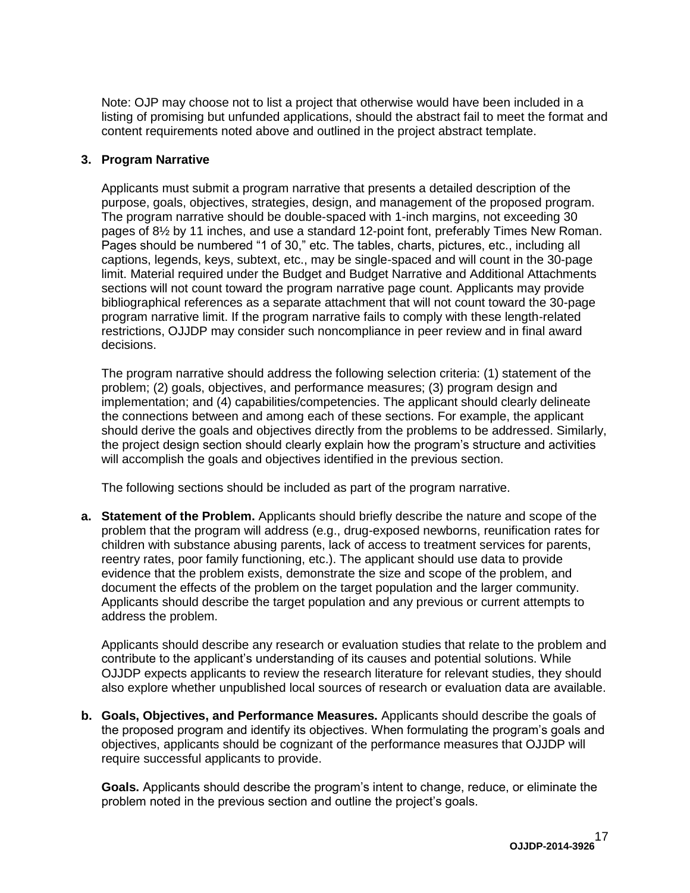Note: OJP may choose not to list a project that otherwise would have been included in a listing of promising but unfunded applications, should the abstract fail to meet the format and content requirements noted above and outlined in the project abstract template.

### 3. Program Narrative

Applicants must submit a program narrative that presents a detailed description of the purpose, goals, objectives, strategies, design, and management of the proposed program. The program narrative should be double-spaced with 1-inch margins, not exceeding 30 pages of 8½ by 11 inches, and use a standard 12-point font, preferably Times New Roman. Pages should be numbered "1 of 30," etc. The tables, charts, pictures, etc., including all captions, legends, keys, subtext, etc., may be single-spaced and will count in the 30-page limit. Material required under the Budget and Budget Narrative and Additional Attachments sections will not count toward the program narrative page count. Applicants may provide bibliographical references as a separate attachment that will not count toward the 30-page program narrative limit. If the program narrative fails to comply with these length-related restrictions, OJJDP may consider such noncompliance in peer review and in final award decisions.

The program narrative should address the following selection criteria: (1) statement of the problem; (2) goals, objectives, and performance measures; (3) program design and implementation; and (4) capabilities/competencies. The applicant should clearly delineate the connections between and among each of these sections. For example, the applicant should derive the goals and objectives directly from the problems to be addressed. Similarly, the project design section should clearly explain how the program's structure and activities will accomplish the goals and objectives identified in the previous section.

The following sections should be included as part of the program narrative.

**a. Statement of the Problem.** Applicants should briefly describe the nature and scope of the problem that the program will address (e.g., drug-exposed newborns, reunification rates for children with substance abusing parents, lack of access to treatment services for parents, reentry rates, poor family functioning, etc.). The applicant should use data to provide evidence that the problem exists, demonstrate the size and scope of the problem, and document the effects of the problem on the target population and the larger community. Applicants should describe the target population and any previous or current attempts to address the problem.

Applicants should describe any research or evaluation studies that relate to the problem and contribute to the applicant's understanding of its causes and potential solutions. While OJJDP expects applicants to review the research literature for relevant studies, they should also explore whether unpublished local sources of research or evaluation data are available.

**b. Goals, Objectives, and Performance Measures.** Applicants should describe the goals of the proposed program and identify its objectives. When formulating the program's goals and objectives, applicants should be cognizant of the performance measures that OJJDP will require successful applicants to provide.

**Goals.** Applicants should describe the program's intent to change, reduce, or eliminate the problem noted in the previous section and outline the project's goals.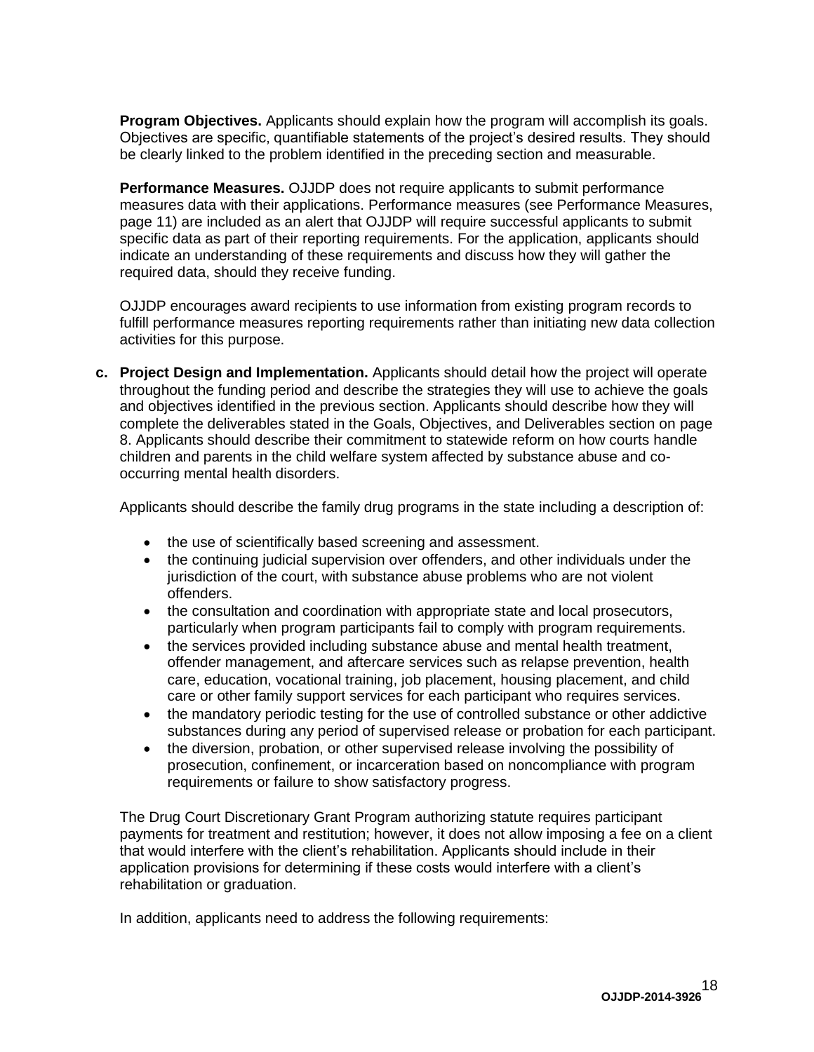**Program Objectives.** Applicants should explain how the program will accomplish its goals. Objectives are specific, quantifiable statements of the project's desired results. They should be clearly linked to the problem identified in the preceding section and measurable.

**Performance Measures.** OJJDP does not require applicants to submit performance measures data with their applications. Performance measures (see Performance Measures, page 11) are included as an alert that OJJDP will require successful applicants to submit specific data as part of their reporting requirements. For the application, applicants should indicate an understanding of these requirements and discuss how they will gather the required data, should they receive funding.

OJJDP encourages award recipients to use information from existing program records to fulfill performance measures reporting requirements rather than initiating new data collection activities for this purpose.

**c. Project Design and Implementation.** Applicants should detail how the project will operate throughout the funding period and describe the strategies they will use to achieve the goals and objectives identified in the previous section. Applicants should describe how they will complete the deliverables stated in the Goals, Objectives, and Deliverables section on page 8. Applicants should describe their commitment to statewide reform on how courts handle children and parents in the child welfare system affected by substance abuse and co-occurring mental health disorders.

Applicants should describe the family drug programs in the state including a description of:

- the use of scientifically based screening and assessment.
- the continuing judicial supervision over offenders, and other individuals under the jurisdiction of the court, with substance abuse problems who are not violent offenders.
- the consultation and coordination with appropriate state and local prosecutors, particularly when program participants fail to comply with program requirements.
- the services provided including substance abuse and mental health treatment, offender management, and aftercare services such as relapse prevention, health care, education, vocational training, job placement, housing placement, and child care or other family support services for each participant who requires services.
- the mandatory periodic testing for the use of controlled substance or other addictive substances during any period of supervised release or probation for each participant.
- the diversion, probation, or other supervised release involving the possibility of prosecution, confinement, or incarceration based on noncompliance with program requirements or failure to show satisfactory progress.

The Drug Court Discretionary Grant Program authorizing statute requires participant payments for treatment and restitution; however, it does not allow imposing a fee on a client that would interfere with the client's rehabilitation. Applicants should include in their application provisions for determining if these costs would interfere with a client's rehabilitation or graduation.

In addition, applicants need to address the following requirements: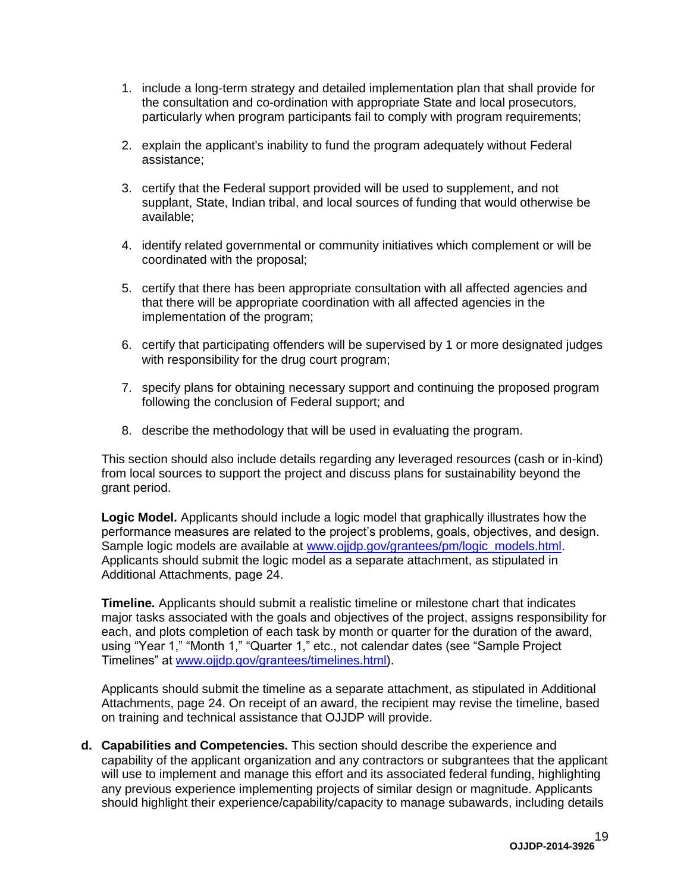1. include a long-term strategy and detailed implementation plan that shall provide for the consultation and co-ordination with appropriate State and local prosecutors, particularly when program participants fail to comply with program requirements;

2. explain the applicant's inability to fund the program adequately without Federal assistance;

3. certify that the Federal support provided will be used to supplement, and not supplant, State, Indian tribal, and local sources of funding that would otherwise be available;

4. identify related governmental or community initiatives which complement or will be coordinated with the proposal;

5. certify that there has been appropriate consultation with all affected agencies and that there will be appropriate coordination with all affected agencies in the implementation of the program;

6. certify that participating offenders will be supervised by 1 or more designated judges with responsibility for the drug court program;

7. specify plans for obtaining necessary support and continuing the proposed program following the conclusion of Federal support; and

8. describe the methodology that will be used in evaluating the program.

This section should also include details regarding any leveraged resources (cash or in-kind) from local sources to support the project and discuss plans for sustainability beyond the grant period.

**Logic Model.** Applicants should include a logic model that graphically illustrates how the performance measures are related to the project's problems, goals, objectives, and design. Sample logic models are available at www.ojjdp.gov/grantees/pm/logic_models.html. Applicants should submit the logic model as a separate attachment, as stipulated in Additional Attachments, page 24.

**Timeline.** Applicants should submit a realistic timeline or milestone chart that indicates major tasks associated with the goals and objectives of the project, assigns responsibility for each, and plots completion of each task by month or quarter for the duration of the award, using "Year 1," "Month 1," "Quarter 1," etc., not calendar dates (see "Sample Project Timelines" at www.ojjdp.gov/grantees/timelines.html).

Applicants should submit the timeline as a separate attachment, as stipulated in Additional Attachments, page 24. On receipt of an award, the recipient may revise the timeline, based on training and technical assistance that OJJDP will provide.

**d. Capabilities and Competencies.** This section should describe the experience and capability of the applicant organization and any contractors or subgrantees that the applicant will use to implement and manage this effort and its associated federal funding, highlighting any previous experience implementing projects of similar design or magnitude. Applicants should highlight their experience/capability/capacity to manage subawards, including details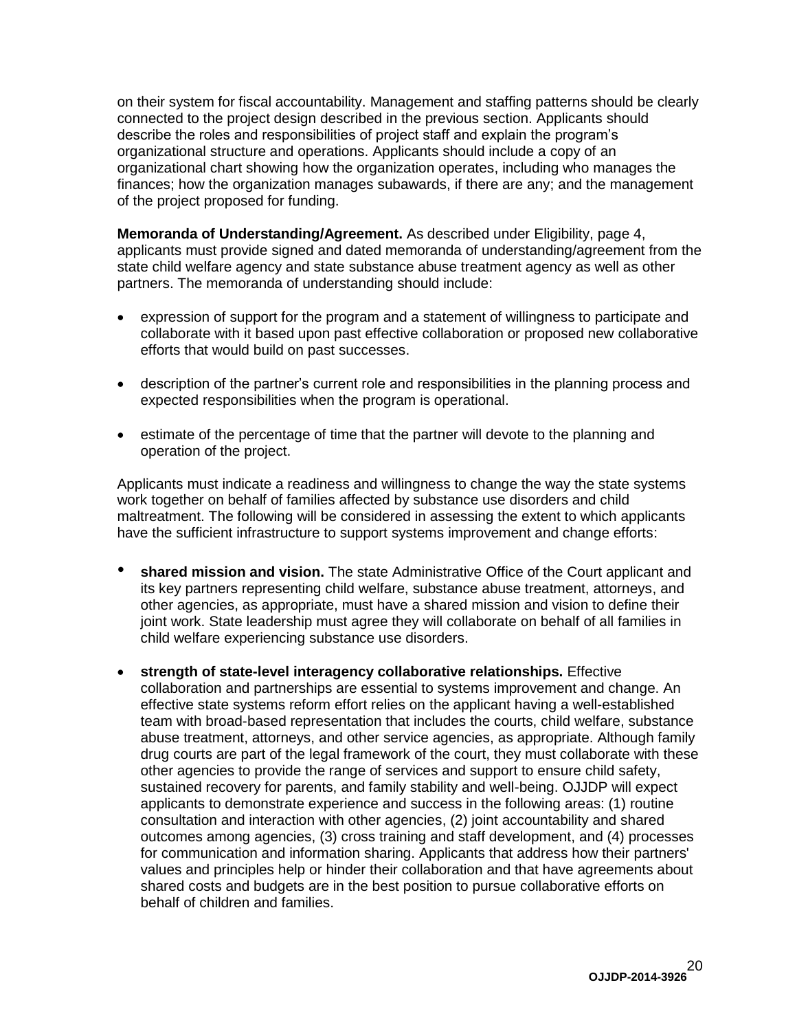on their system for fiscal accountability. Management and staffing patterns should be clearly connected to the project design described in the previous section. Applicants should describe the roles and responsibilities of project staff and explain the program's organizational structure and operations. Applicants should include a copy of an organizational chart showing how the organization operates, including who manages the finances; how the organization manages subawards, if there are any; and the management of the project proposed for funding.

**Memoranda of Understanding/Agreement.** As described under Eligibility, page 4, applicants must provide signed and dated memoranda of understanding/agreement from the state child welfare agency and state substance abuse treatment agency as well as other partners. The memoranda of understanding should include:

- expression of support for the program and a statement of willingness to participate and collaborate with it based upon past effective collaboration or proposed new collaborative efforts that would build on past successes.
- description of the partner's current role and responsibilities in the planning process and expected responsibilities when the program is operational.
- estimate of the percentage of time that the partner will devote to the planning and operation of the project.

Applicants must indicate a readiness and willingness to change the way the state systems work together on behalf of families affected by substance use disorders and child maltreatment. The following will be considered in assessing the extent to which applicants have the sufficient infrastructure to support systems improvement and change efforts:

- **shared mission and vision.** The state Administrative Office of the Court applicant and its key partners representing child welfare, substance abuse treatment, attorneys, and other agencies, as appropriate, must have a shared mission and vision to define their joint work. State leadership must agree they will collaborate on behalf of all families in child welfare experiencing substance use disorders.
- **strength of state-level interagency collaborative relationships.** Effective collaboration and partnerships are essential to systems improvement and change. An effective state systems reform effort relies on the applicant having a well-established team with broad-based representation that includes the courts, child welfare, substance abuse treatment, attorneys, and other service agencies, as appropriate. Although family drug courts are part of the legal framework of the court, they must collaborate with these other agencies to provide the range of services and support to ensure child safety, sustained recovery for parents, and family stability and well-being. OJJDP will expect applicants to demonstrate experience and success in the following areas: (1) routine consultation and interaction with other agencies, (2) joint accountability and shared outcomes among agencies, (3) cross training and staff development, and (4) processes for communication and information sharing. Applicants that address how their partners' values and principles help or hinder their collaboration and that have agreements about shared costs and budgets are in the best position to pursue collaborative efforts on behalf of children and families.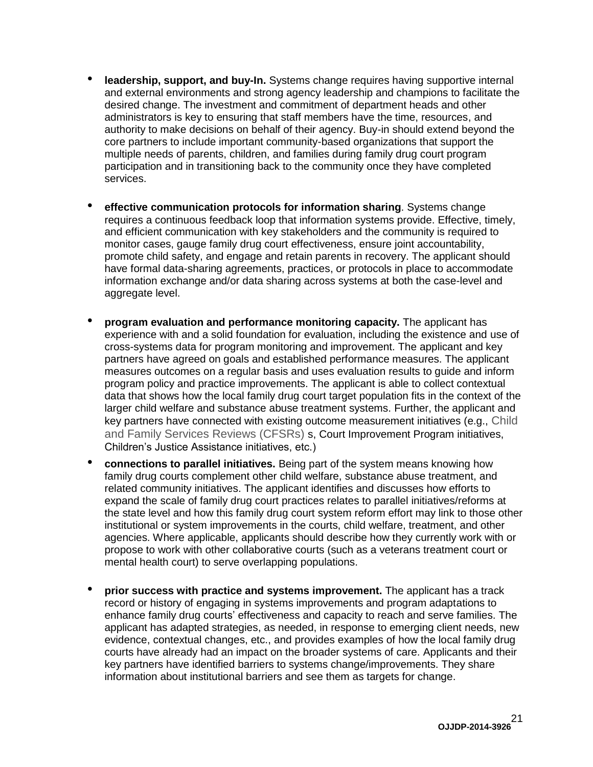- **leadership, support, and buy-In.** Systems change requires having supportive internal and external environments and strong agency leadership and champions to facilitate the desired change. The investment and commitment of department heads and other administrators is key to ensuring that staff members have the time, resources, and authority to make decisions on behalf of their agency. Buy-in should extend beyond the core partners to include important community-based organizations that support the multiple needs of parents, children, and families during family drug court program participation and in transitioning back to the community once they have completed services.

- **effective communication protocols for information sharing**. Systems change requires a continuous feedback loop that information systems provide. Effective, timely, and efficient communication with key stakeholders and the community is required to monitor cases, gauge family drug court effectiveness, ensure joint accountability, promote child safety, and engage and retain parents in recovery. The applicant should have formal data-sharing agreements, practices, or protocols in place to accommodate information exchange and/or data sharing across systems at both the case-level and aggregate level.

- **program evaluation and performance monitoring capacity.** The applicant has experience with and a solid foundation for evaluation, including the existence and use of cross-systems data for program monitoring and improvement. The applicant and key partners have agreed on goals and established performance measures. The applicant measures outcomes on a regular basis and uses evaluation results to guide and inform program policy and practice improvements. The applicant is able to collect contextual data that shows how the local family drug court target population fits in the context of the larger child welfare and substance abuse treatment systems. Further, the applicant and key partners have connected with existing outcome measurement initiatives (e.g., Child and Family Services Reviews (CFSRs) s, Court Improvement Program initiatives, Children's Justice Assistance initiatives, etc.)

- **connections to parallel initiatives.** Being part of the system means knowing how family drug courts complement other child welfare, substance abuse treatment, and related community initiatives. The applicant identifies and discusses how efforts to expand the scale of family drug court practices relates to parallel initiatives/reforms at the state level and how this family drug court system reform effort may link to those other institutional or system improvements in the courts, child welfare, treatment, and other agencies. Where applicable, applicants should describe how they currently work with or propose to work with other collaborative courts (such as a veterans treatment court or mental health court) to serve overlapping populations.

- **prior success with practice and systems improvement.** The applicant has a track record or history of engaging in systems improvements and program adaptations to enhance family drug courts' effectiveness and capacity to reach and serve families. The applicant has adapted strategies, as needed, in response to emerging client needs, new evidence, contextual changes, etc., and provides examples of how the local family drug courts have already had an impact on the broader systems of care. Applicants and their key partners have identified barriers to systems change/improvements. They share information about institutional barriers and see them as targets for change.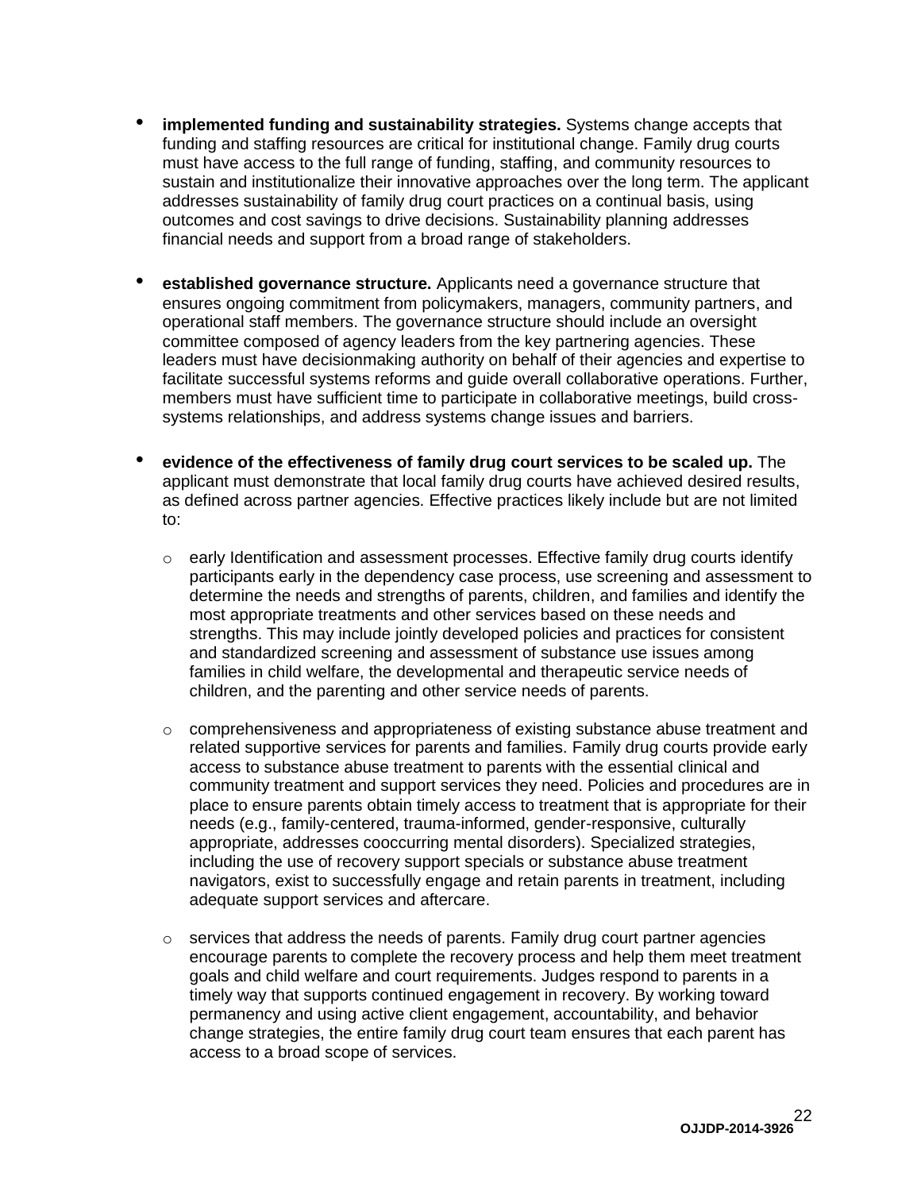- **implemented funding and sustainability strategies.** Systems change accepts that funding and staffing resources are critical for institutional change. Family drug courts must have access to the full range of funding, staffing, and community resources to sustain and institutionalize their innovative approaches over the long term. The applicant addresses sustainability of family drug court practices on a continual basis, using outcomes and cost savings to drive decisions. Sustainability planning addresses financial needs and support from a broad range of stakeholders.

- **established governance structure.** Applicants need a governance structure that ensures ongoing commitment from policymakers, managers, community partners, and operational staff members. The governance structure should include an oversight committee composed of agency leaders from the key partnering agencies. These leaders must have decisionmaking authority on behalf of their agencies and expertise to facilitate successful systems reforms and guide overall collaborative operations. Further, members must have sufficient time to participate in collaborative meetings, build cross-systems relationships, and address systems change issues and barriers.

- **evidence of the effectiveness of family drug court services to be scaled up.** The applicant must demonstrate that local family drug courts have achieved desired results, as defined across partner agencies. Effective practices likely include but are not limited to:

  - early Identification and assessment processes. Effective family drug courts identify participants early in the dependency case process, use screening and assessment to determine the needs and strengths of parents, children, and families and identify the most appropriate treatments and other services based on these needs and strengths. This may include jointly developed policies and practices for consistent and standardized screening and assessment of substance use issues among families in child welfare, the developmental and therapeutic service needs of children, and the parenting and other service needs of parents.

  - comprehensiveness and appropriateness of existing substance abuse treatment and related supportive services for parents and families. Family drug courts provide early access to substance abuse treatment to parents with the essential clinical and community treatment and support services they need. Policies and procedures are in place to ensure parents obtain timely access to treatment that is appropriate for their needs (e.g., family-centered, trauma-informed, gender-responsive, culturally appropriate, addresses cooccurring mental disorders). Specialized strategies, including the use of recovery support specials or substance abuse treatment navigators, exist to successfully engage and retain parents in treatment, including adequate support services and aftercare.

  - services that address the needs of parents. Family drug court partner agencies encourage parents to complete the recovery process and help them meet treatment goals and child welfare and court requirements. Judges respond to parents in a timely way that supports continued engagement in recovery. By working toward permanency and using active client engagement, accountability, and behavior change strategies, the entire family drug court team ensures that each parent has access to a broad scope of services.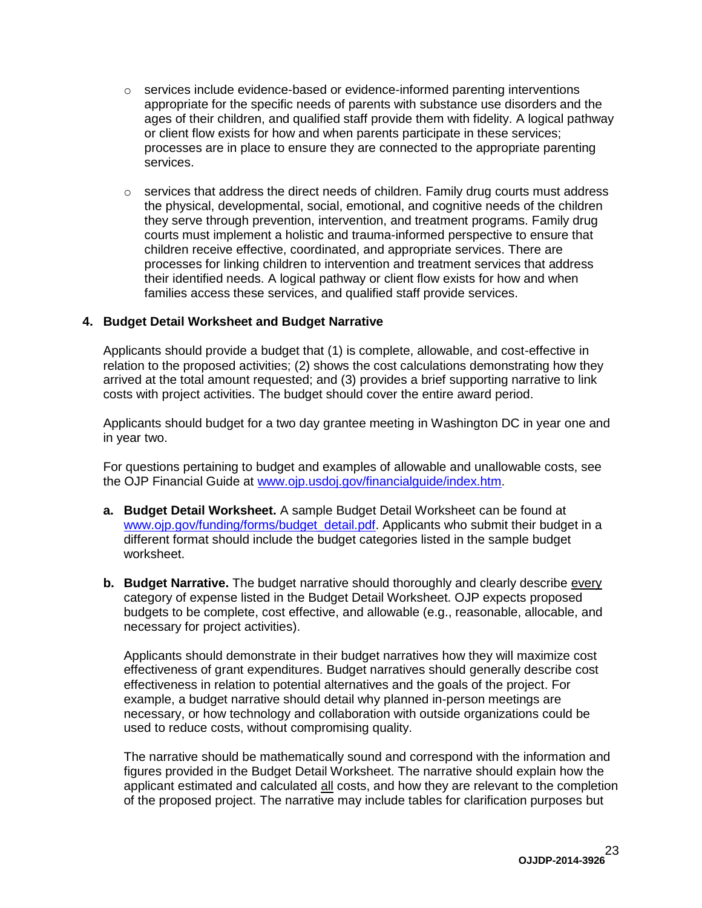- services include evidence-based or evidence-informed parenting interventions appropriate for the specific needs of parents with substance use disorders and the ages of their children, and qualified staff provide them with fidelity. A logical pathway or client flow exists for how and when parents participate in these services; processes are in place to ensure they are connected to the appropriate parenting services.

- services that address the direct needs of children. Family drug courts must address the physical, developmental, social, emotional, and cognitive needs of the children they serve through prevention, intervention, and treatment programs. Family drug courts must implement a holistic and trauma-informed perspective to ensure that children receive effective, coordinated, and appropriate services. There are processes for linking children to intervention and treatment services that address their identified needs. A logical pathway or client flow exists for how and when families access these services, and qualified staff provide services.

**4. Budget Detail Worksheet and Budget Narrative**

Applicants should provide a budget that (1) is complete, allowable, and cost-effective in relation to the proposed activities; (2) shows the cost calculations demonstrating how they arrived at the total amount requested; and (3) provides a brief supporting narrative to link costs with project activities. The budget should cover the entire award period.

Applicants should budget for a two day grantee meeting in Washington DC in year one and in year two.

For questions pertaining to budget and examples of allowable and unallowable costs, see the OJP Financial Guide at www.ojp.usdoj.gov/financialguide/index.htm.

**a. Budget Detail Worksheet.** A sample Budget Detail Worksheet can be found at www.ojp.gov/funding/forms/budget_detail.pdf. Applicants who submit their budget in a different format should include the budget categories listed in the sample budget worksheet.

**b. Budget Narrative.** The budget narrative should thoroughly and clearly describe every category of expense listed in the Budget Detail Worksheet. OJP expects proposed budgets to be complete, cost effective, and allowable (e.g., reasonable, allocable, and necessary for project activities).

Applicants should demonstrate in their budget narratives how they will maximize cost effectiveness of grant expenditures. Budget narratives should generally describe cost effectiveness in relation to potential alternatives and the goals of the project. For example, a budget narrative should detail why planned in-person meetings are necessary, or how technology and collaboration with outside organizations could be used to reduce costs, without compromising quality.

The narrative should be mathematically sound and correspond with the information and figures provided in the Budget Detail Worksheet. The narrative should explain how the applicant estimated and calculated all costs, and how they are relevant to the completion of the proposed project. The narrative may include tables for clarification purposes but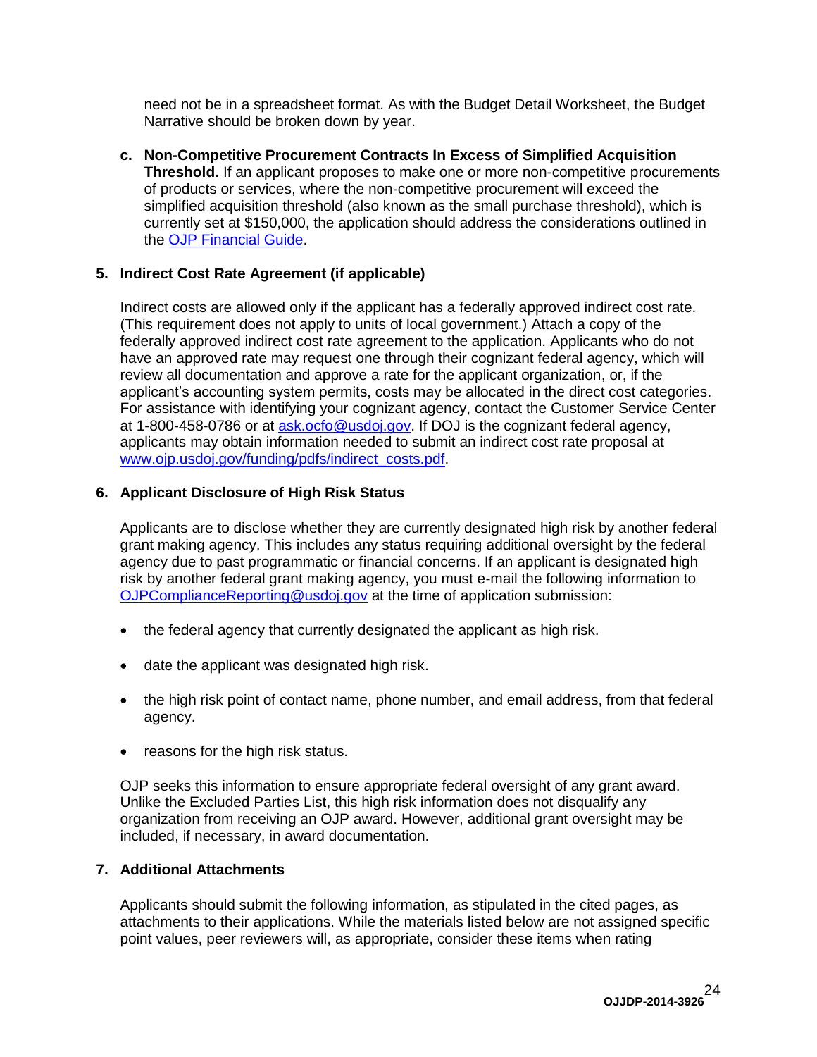need not be in a spreadsheet format. As with the Budget Detail Worksheet, the Budget Narrative should be broken down by year.

c. **Non-Competitive Procurement Contracts In Excess of Simplified Acquisition Threshold.** If an applicant proposes to make one or more non-competitive procurements of products or services, where the non-competitive procurement will exceed the simplified acquisition threshold (also known as the small purchase threshold), which is currently set at $150,000, the application should address the considerations outlined in the [OJP Financial Guide](OJP Financial Guide).

### 5. Indirect Cost Rate Agreement (if applicable)

Indirect costs are allowed only if the applicant has a federally approved indirect cost rate. (This requirement does not apply to units of local government.) Attach a copy of the federally approved indirect cost rate agreement to the application. Applicants who do not have an approved rate may request one through their cognizant federal agency, which will review all documentation and approve a rate for the applicant organization, or, if the applicant's accounting system permits, costs may be allocated in the direct cost categories. For assistance with identifying your cognizant agency, contact the Customer Service Center at 1-800-458-0786 or at ask.ocfo@usdoj.gov. If DOJ is the cognizant federal agency, applicants may obtain information needed to submit an indirect cost rate proposal at www.ojp.usdoj.gov/funding/pdfs/indirect_costs.pdf.

### 6. Applicant Disclosure of High Risk Status

Applicants are to disclose whether they are currently designated high risk by another federal grant making agency. This includes any status requiring additional oversight by the federal agency due to past programmatic or financial concerns. If an applicant is designated high risk by another federal grant making agency, you must e-mail the following information to OJPComplianceReporting@usdoj.gov at the time of application submission:

- the federal agency that currently designated the applicant as high risk.
- date the applicant was designated high risk.
- the high risk point of contact name, phone number, and email address, from that federal agency.
- reasons for the high risk status.

OJP seeks this information to ensure appropriate federal oversight of any grant award. Unlike the Excluded Parties List, this high risk information does not disqualify any organization from receiving an OJP award. However, additional grant oversight may be included, if necessary, in award documentation.

### 7. Additional Attachments

Applicants should submit the following information, as stipulated in the cited pages, as attachments to their applications. While the materials listed below are not assigned specific point values, peer reviewers will, as appropriate, consider these items when rating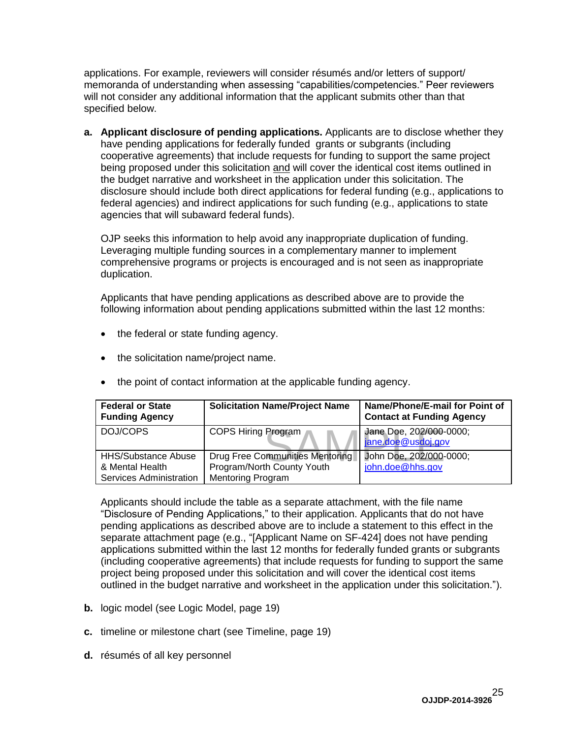applications. For example, reviewers will consider résumés and/or letters of support/ memoranda of understanding when assessing "capabilities/competencies." Peer reviewers will not consider any additional information that the applicant submits other than that specified below.

**a. Applicant disclosure of pending applications.** Applicants are to disclose whether they have pending applications for federally funded grants or subgrants (including cooperative agreements) that include requests for funding to support the same project being proposed under this solicitation and will cover the identical cost items outlined in the budget narrative and worksheet in the application under this solicitation. The disclosure should include both direct applications for federal funding (e.g., applications to federal agencies) and indirect applications for such funding (e.g., applications to state agencies that will subaward federal funds).

OJP seeks this information to help avoid any inappropriate duplication of funding. Leveraging multiple funding sources in a complementary manner to implement comprehensive programs or projects is encouraged and is not seen as inappropriate duplication.

Applicants that have pending applications as described above are to provide the following information about pending applications submitted within the last 12 months:

- the federal or state funding agency.
- the solicitation name/project name.
- the point of contact information at the applicable funding agency.

| Federal or State Funding Agency | Solicitation Name/Project Name | Name/Phone/E-mail for Point of Contact at Funding Agency |
|---|---|---|
| DOJ/COPS | COPS Hiring Program | Jane Doe, 202/000-0000; jane.doe@usdoj.gov |
| HHS/Substance Abuse & Mental Health Services Administration | Drug Free Communities Mentoring Program/North County Youth Mentoring Program | John Doe, 202/000-0000; john.doe@hhs.gov |

Applicants should include the table as a separate attachment, with the file name "Disclosure of Pending Applications," to their application. Applicants that do not have pending applications as described above are to include a statement to this effect in the separate attachment page (e.g., "[Applicant Name on SF-424] does not have pending applications submitted within the last 12 months for federally funded grants or subgrants (including cooperative agreements) that include requests for funding to support the same project being proposed under this solicitation and will cover the identical cost items outlined in the budget narrative and worksheet in the application under this solicitation.").

**b.** logic model (see Logic Model, page 19)

**c.** timeline or milestone chart (see Timeline, page 19)

**d.** résumés of all key personnel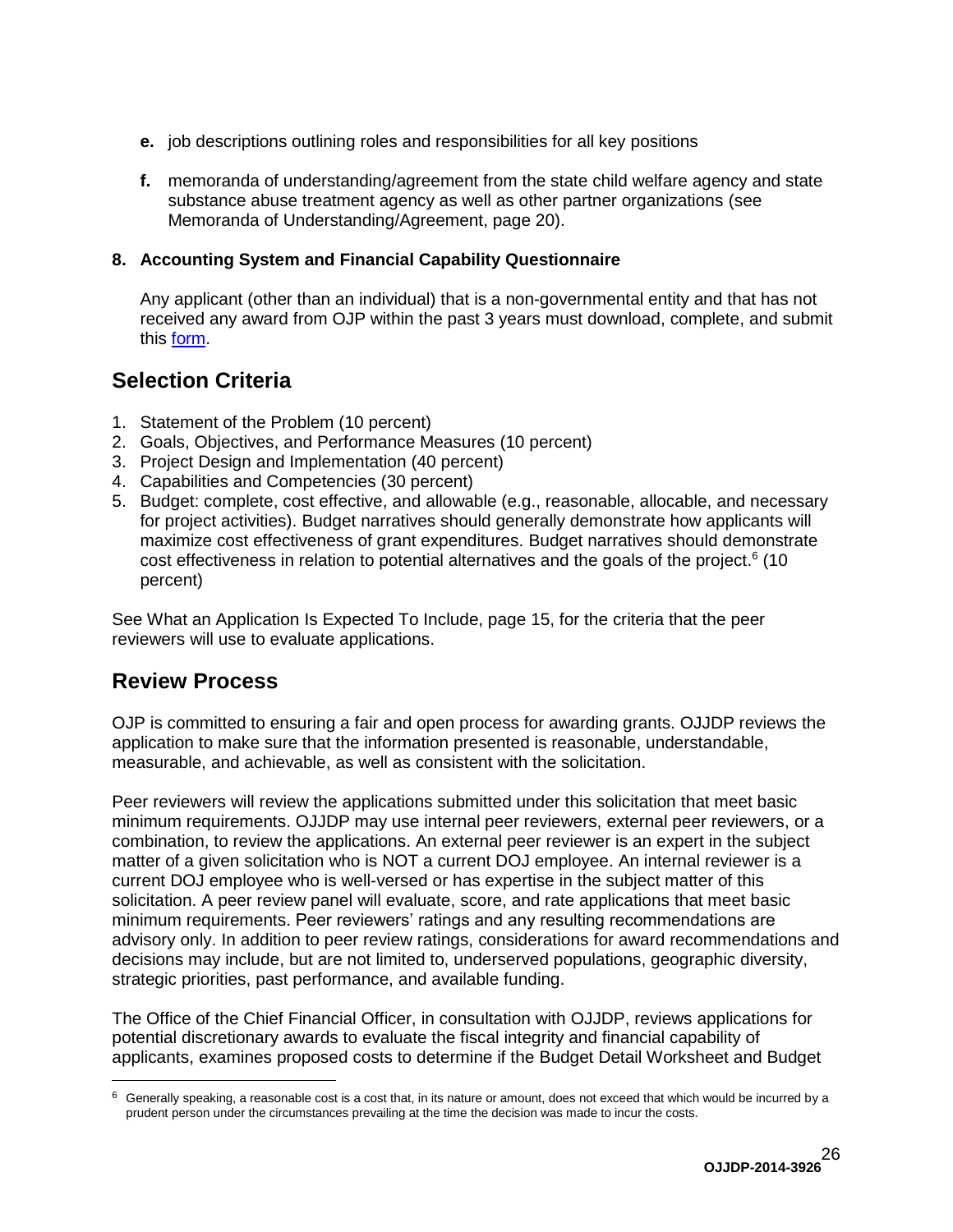**e.** job descriptions outlining roles and responsibilities for all key positions

**f.** memoranda of understanding/agreement from the state child welfare agency and state substance abuse treatment agency as well as other partner organizations (see Memoranda of Understanding/Agreement, page 20).

**8. Accounting System and Financial Capability Questionnaire**

Any applicant (other than an individual) that is a non-governmental entity and that has not received any award from OJP within the past 3 years must download, complete, and submit this form.

## Selection Criteria

1. Statement of the Problem (10 percent)
2. Goals, Objectives, and Performance Measures (10 percent)
3. Project Design and Implementation (40 percent)
4. Capabilities and Competencies (30 percent)
5. Budget: complete, cost effective, and allowable (e.g., reasonable, allocable, and necessary for project activities). Budget narratives should generally demonstrate how applicants will maximize cost effectiveness of grant expenditures. Budget narratives should demonstrate cost effectiveness in relation to potential alternatives and the goals of the project.[6] (10 percent)

See What an Application Is Expected To Include, page 15, for the criteria that the peer reviewers will use to evaluate applications.

## Review Process

OJP is committed to ensuring a fair and open process for awarding grants. OJJDP reviews the application to make sure that the information presented is reasonable, understandable, measurable, and achievable, as well as consistent with the solicitation.

Peer reviewers will review the applications submitted under this solicitation that meet basic minimum requirements. OJJDP may use internal peer reviewers, external peer reviewers, or a combination, to review the applications. An external peer reviewer is an expert in the subject matter of a given solicitation who is NOT a current DOJ employee. An internal reviewer is a current DOJ employee who is well-versed or has expertise in the subject matter of this solicitation. A peer review panel will evaluate, score, and rate applications that meet basic minimum requirements. Peer reviewers' ratings and any resulting recommendations are advisory only. In addition to peer review ratings, considerations for award recommendations and decisions may include, but are not limited to, underserved populations, geographic diversity, strategic priorities, past performance, and available funding.

The Office of the Chief Financial Officer, in consultation with OJJDP, reviews applications for potential discretionary awards to evaluate the fiscal integrity and financial capability of applicants, examines proposed costs to determine if the Budget Detail Worksheet and Budget

[6] Generally speaking, a reasonable cost is a cost that, in its nature or amount, does not exceed that which would be incurred by a prudent person under the circumstances prevailing at the time the decision was made to incur the costs.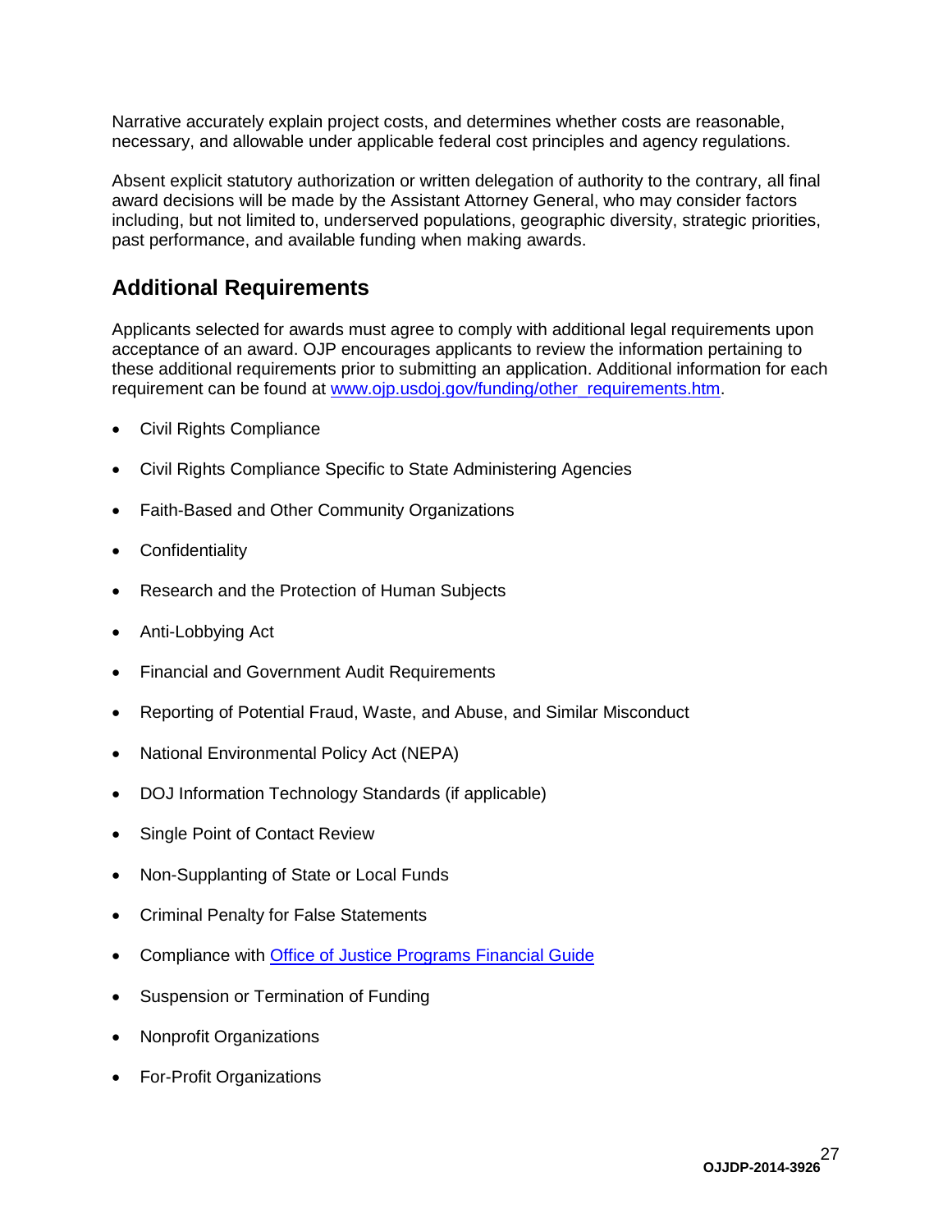Narrative accurately explain project costs, and determines whether costs are reasonable, necessary, and allowable under applicable federal cost principles and agency regulations.

Absent explicit statutory authorization or written delegation of authority to the contrary, all final award decisions will be made by the Assistant Attorney General, who may consider factors including, but not limited to, underserved populations, geographic diversity, strategic priorities, past performance, and available funding when making awards.

## Additional Requirements

Applicants selected for awards must agree to comply with additional legal requirements upon acceptance of an award. OJP encourages applicants to review the information pertaining to these additional requirements prior to submitting an application. Additional information for each requirement can be found at [www.ojp.usdoj.gov/funding/other_requirements.htm](www.ojp.usdoj.gov/funding/other_requirements.htm).

- Civil Rights Compliance
- Civil Rights Compliance Specific to State Administering Agencies
- Faith-Based and Other Community Organizations
- Confidentiality
- Research and the Protection of Human Subjects
- Anti-Lobbying Act
- Financial and Government Audit Requirements
- Reporting of Potential Fraud, Waste, and Abuse, and Similar Misconduct
- National Environmental Policy Act (NEPA)
- DOJ Information Technology Standards (if applicable)
- Single Point of Contact Review
- Non-Supplanting of State or Local Funds
- Criminal Penalty for False Statements
- Compliance with Office of Justice Programs Financial Guide
- Suspension or Termination of Funding
- Nonprofit Organizations
- For-Profit Organizations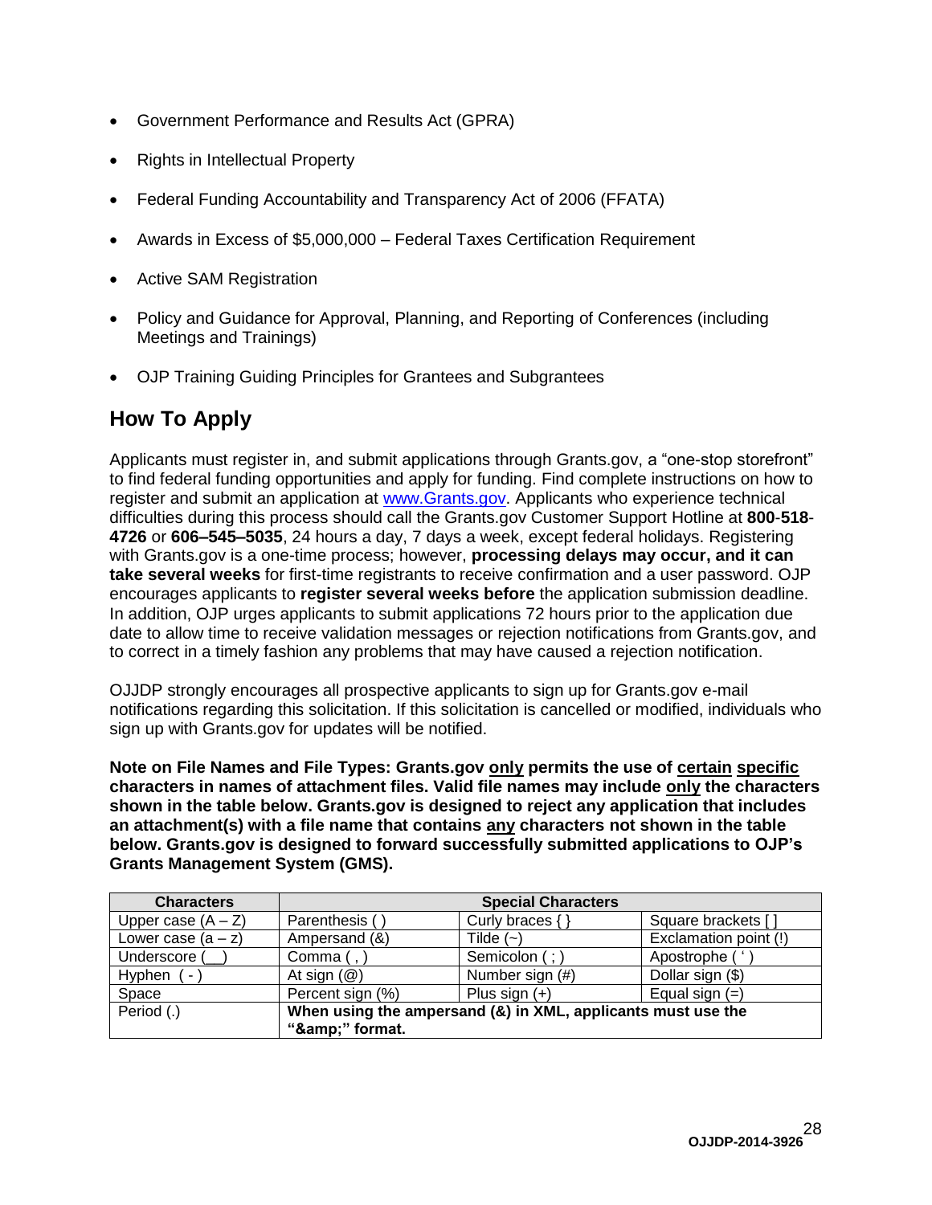- Government Performance and Results Act (GPRA)
- Rights in Intellectual Property
- Federal Funding Accountability and Transparency Act of 2006 (FFATA)
- Awards in Excess of $5,000,000 – Federal Taxes Certification Requirement
- Active SAM Registration
- Policy and Guidance for Approval, Planning, and Reporting of Conferences (including Meetings and Trainings)
- OJP Training Guiding Principles for Grantees and Subgrantees

## How To Apply

Applicants must register in, and submit applications through Grants.gov, a "one-stop storefront" to find federal funding opportunities and apply for funding. Find complete instructions on how to register and submit an application at [www.Grants.gov](http://www.Grants.gov). Applicants who experience technical difficulties during this process should call the Grants.gov Customer Support Hotline at **800**-**518**-**4726** or **606–545–5035**, 24 hours a day, 7 days a week, except federal holidays. Registering with Grants.gov is a one-time process; however, **processing delays may occur, and it can take several weeks** for first-time registrants to receive confirmation and a user password. OJP encourages applicants to **register several weeks before** the application submission deadline. In addition, OJP urges applicants to submit applications 72 hours prior to the application due date to allow time to receive validation messages or rejection notifications from Grants.gov, and to correct in a timely fashion any problems that may have caused a rejection notification.

OJJDP strongly encourages all prospective applicants to sign up for Grants.gov e-mail notifications regarding this solicitation. If this solicitation is cancelled or modified, individuals who sign up with Grants.gov for updates will be notified.

**Note on File Names and File Types: Grants.gov <u>only</u> permits the use of <u>certain</u> <u>specific</u> characters in names of attachment files. Valid file names may include <u>only</u> the characters shown in the table below. Grants.gov is designed to reject any application that includes an attachment(s) with a file name that contains <u>any</u> characters not shown in the table below. Grants.gov is designed to forward successfully submitted applications to OJP's Grants Management System (GMS).**

| Characters | Special Characters | | |
|---|---|---|---|
| Upper case (A – Z) | Parenthesis ( ) | Curly braces { } | Square brackets [ ] |
| Lower case (a – z) | Ampersand (&) | Tilde (~) | Exclamation point (!) |
| Underscore (__) | Comma ( , ) | Semicolon ( ; ) | Apostrophe ( ' ) |
| Hyphen ( - ) | At sign (@) | Number sign (#) | Dollar sign ($) |
| Space | Percent sign (%) | Plus sign (+) | Equal sign (=) |
| Period (.) | **When using the ampersand (&) in XML, applicants must use the "&amp;amp;" format.** | | |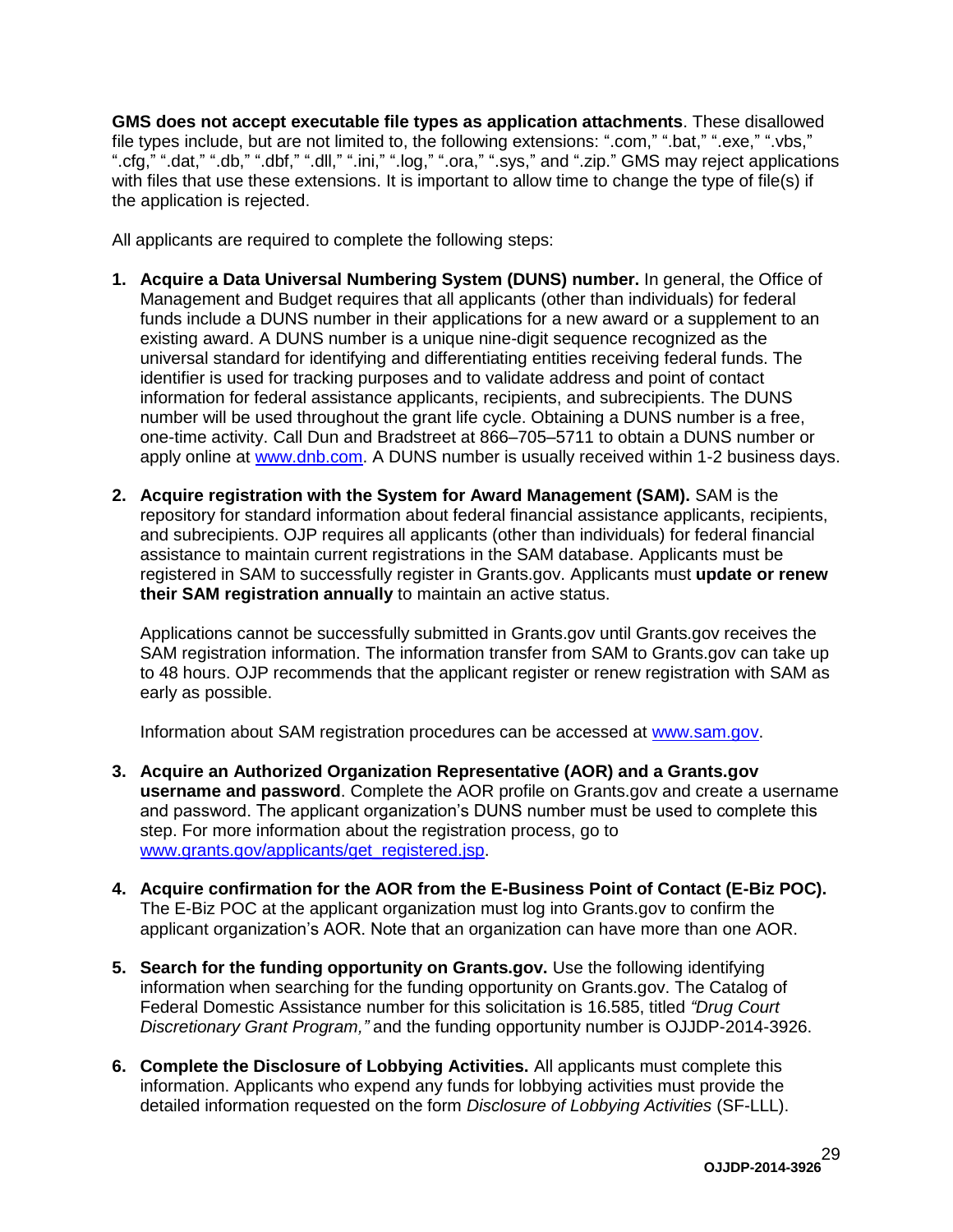**GMS does not accept executable file types as application attachments**. These disallowed file types include, but are not limited to, the following extensions: ".com," ".bat," ".exe," ".vbs," ".cfg," ".dat," ".db," ".dbf," ".dll," ".ini," ".log," ".ora," ".sys," and ".zip." GMS may reject applications with files that use these extensions. It is important to allow time to change the type of file(s) if the application is rejected.

All applicants are required to complete the following steps:

1. **Acquire a Data Universal Numbering System (DUNS) number.** In general, the Office of Management and Budget requires that all applicants (other than individuals) for federal funds include a DUNS number in their applications for a new award or a supplement to an existing award. A DUNS number is a unique nine-digit sequence recognized as the universal standard for identifying and differentiating entities receiving federal funds. The identifier is used for tracking purposes and to validate address and point of contact information for federal assistance applicants, recipients, and subrecipients. The DUNS number will be used throughout the grant life cycle. Obtaining a DUNS number is a free, one-time activity. Call Dun and Bradstreet at 866–705–5711 to obtain a DUNS number or apply online at [www.dnb.com](http://www.dnb.com). A DUNS number is usually received within 1-2 business days.

2. **Acquire registration with the System for Award Management (SAM).** SAM is the repository for standard information about federal financial assistance applicants, recipients, and subrecipients. OJP requires all applicants (other than individuals) for federal financial assistance to maintain current registrations in the SAM database. Applicants must be registered in SAM to successfully register in Grants.gov. Applicants must **update or renew their SAM registration annually** to maintain an active status.

   Applications cannot be successfully submitted in Grants.gov until Grants.gov receives the SAM registration information. The information transfer from SAM to Grants.gov can take up to 48 hours. OJP recommends that the applicant register or renew registration with SAM as early as possible.

   Information about SAM registration procedures can be accessed at [www.sam.gov](http://www.sam.gov).

3. **Acquire an Authorized Organization Representative (AOR) and a Grants.gov username and password**. Complete the AOR profile on Grants.gov and create a username and password. The applicant organization's DUNS number must be used to complete this step. For more information about the registration process, go to [www.grants.gov/applicants/get_registered.jsp](http://www.grants.gov/applicants/get_registered.jsp).

4. **Acquire confirmation for the AOR from the E-Business Point of Contact (E-Biz POC).** The E-Biz POC at the applicant organization must log into Grants.gov to confirm the applicant organization's AOR. Note that an organization can have more than one AOR.

5. **Search for the funding opportunity on Grants.gov.** Use the following identifying information when searching for the funding opportunity on Grants.gov. The Catalog of Federal Domestic Assistance number for this solicitation is 16.585, titled *"Drug Court Discretionary Grant Program,"* and the funding opportunity number is OJJDP-2014-3926.

6. **Complete the Disclosure of Lobbying Activities.** All applicants must complete this information. Applicants who expend any funds for lobbying activities must provide the detailed information requested on the form *Disclosure of Lobbying Activities* (SF-LLL).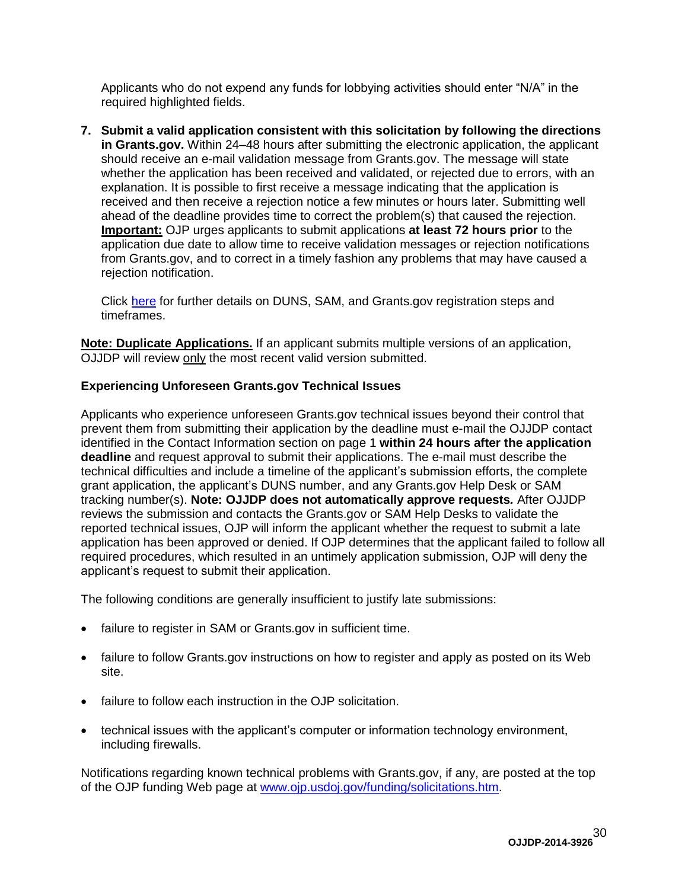Applicants who do not expend any funds for lobbying activities should enter "N/A" in the required highlighted fields.

7. **Submit a valid application consistent with this solicitation by following the directions in Grants.gov.** Within 24–48 hours after submitting the electronic application, the applicant should receive an e-mail validation message from Grants.gov. The message will state whether the application has been received and validated, or rejected due to errors, with an explanation. It is possible to first receive a message indicating that the application is received and then receive a rejection notice a few minutes or hours later. Submitting well ahead of the deadline provides time to correct the problem(s) that caused the rejection. **Important:** OJP urges applicants to submit applications **at least 72 hours prior** to the application due date to allow time to receive validation messages or rejection notifications from Grants.gov, and to correct in a timely fashion any problems that may have caused a rejection notification.

   Click here for further details on DUNS, SAM, and Grants.gov registration steps and timeframes.

**Note: Duplicate Applications.** If an applicant submits multiple versions of an application, OJJDP will review only the most recent valid version submitted.

**Experiencing Unforeseen Grants.gov Technical Issues**

Applicants who experience unforeseen Grants.gov technical issues beyond their control that prevent them from submitting their application by the deadline must e-mail the OJJDP contact identified in the Contact Information section on page 1 **within 24 hours after the application deadline** and request approval to submit their applications. The e-mail must describe the technical difficulties and include a timeline of the applicant's submission efforts, the complete grant application, the applicant's DUNS number, and any Grants.gov Help Desk or SAM tracking number(s). **Note: OJJDP does not automatically approve requests.** After OJJDP reviews the submission and contacts the Grants.gov or SAM Help Desks to validate the reported technical issues, OJP will inform the applicant whether the request to submit a late application has been approved or denied. If OJP determines that the applicant failed to follow all required procedures, which resulted in an untimely application submission, OJP will deny the applicant's request to submit their application.

The following conditions are generally insufficient to justify late submissions:

- failure to register in SAM or Grants.gov in sufficient time.
- failure to follow Grants.gov instructions on how to register and apply as posted on its Web site.
- failure to follow each instruction in the OJP solicitation.
- technical issues with the applicant's computer or information technology environment, including firewalls.

Notifications regarding known technical problems with Grants.gov, if any, are posted at the top of the OJP funding Web page at www.ojp.usdoj.gov/funding/solicitations.htm.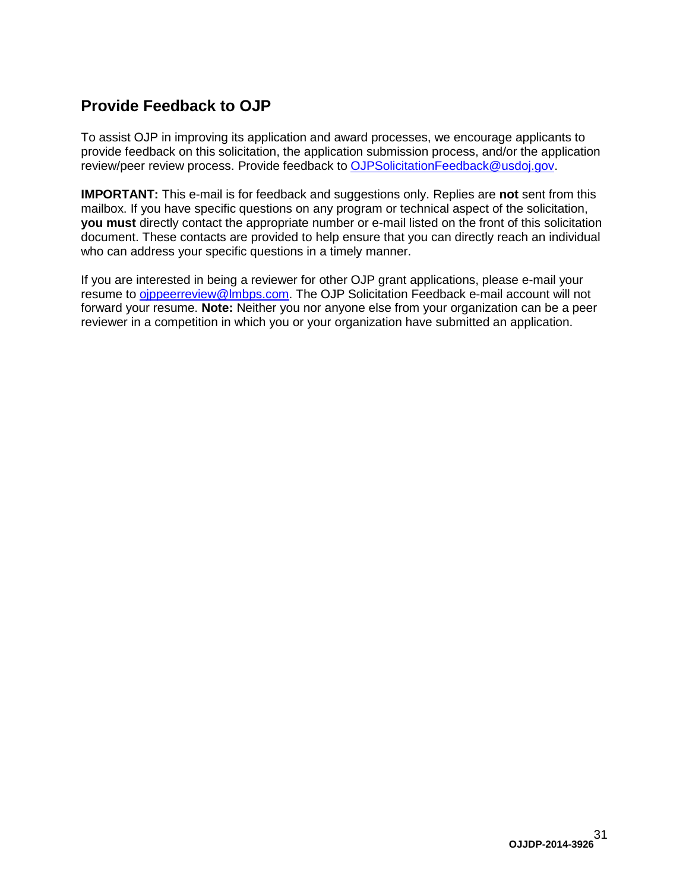## Provide Feedback to OJP

To assist OJP in improving its application and award processes, we encourage applicants to provide feedback on this solicitation, the application submission process, and/or the application review/peer review process. Provide feedback to OJPSolicitationFeedback@usdoj.gov.

**IMPORTANT:** This e-mail is for feedback and suggestions only. Replies are **not** sent from this mailbox. If you have specific questions on any program or technical aspect of the solicitation, **you must** directly contact the appropriate number or e-mail listed on the front of this solicitation document. These contacts are provided to help ensure that you can directly reach an individual who can address your specific questions in a timely manner.

If you are interested in being a reviewer for other OJP grant applications, please e-mail your resume to ojppeerreview@lmbps.com. The OJP Solicitation Feedback e-mail account will not forward your resume. **Note:** Neither you nor anyone else from your organization can be a peer reviewer in a competition in which you or your organization have submitted an application.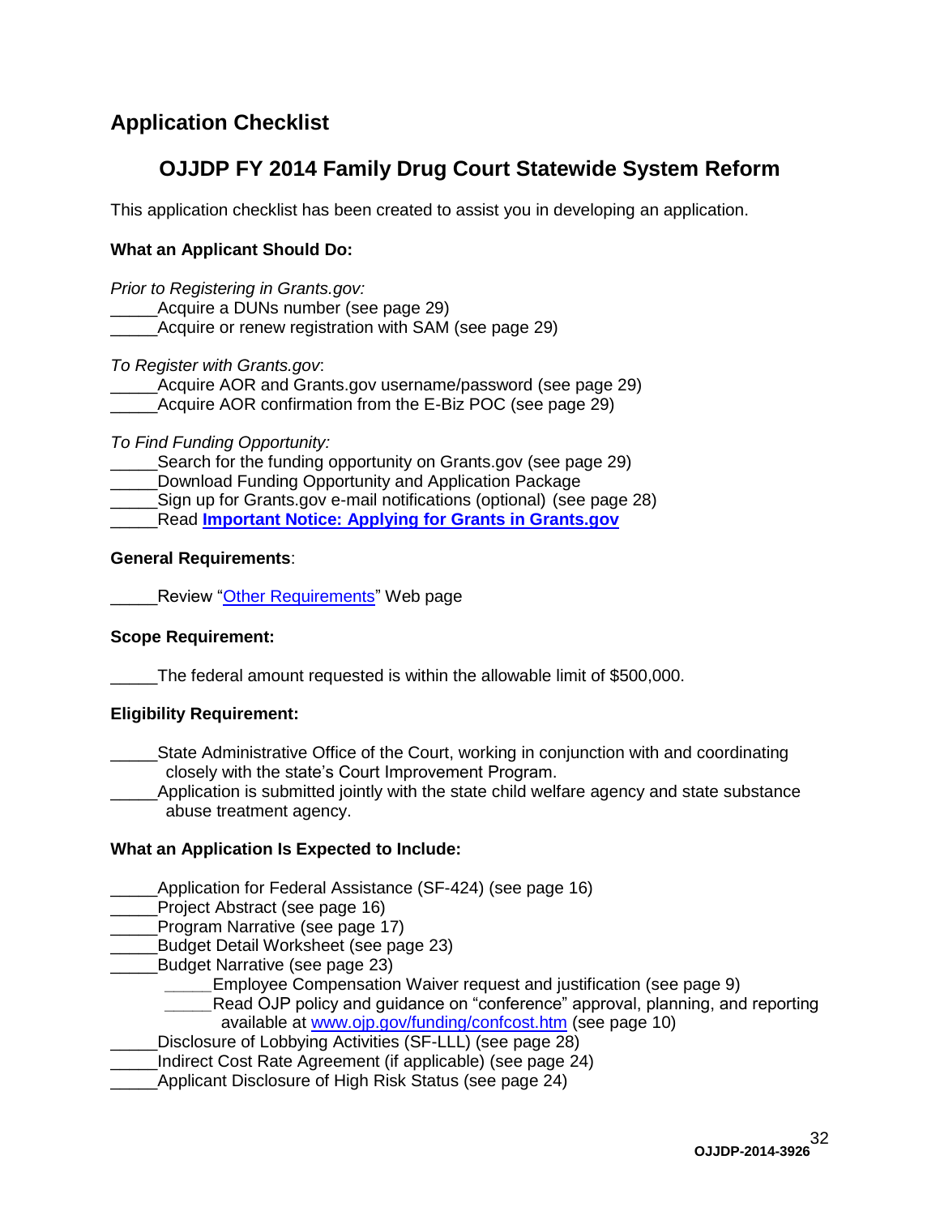## Application Checklist

### OJJDP FY 2014 Family Drug Court Statewide System Reform

This application checklist has been created to assist you in developing an application.

**What an Applicant Should Do:**

*Prior to Registering in Grants.gov:*
_____Acquire a DUNs number (see page 29)
_____Acquire or renew registration with SAM (see page 29)

*To Register with Grants.gov*:
_____Acquire AOR and Grants.gov username/password (see page 29)
_____Acquire AOR confirmation from the E-Biz POC (see page 29)

*To Find Funding Opportunity:*
_____Search for the funding opportunity on Grants.gov (see page 29)
_____Download Funding Opportunity and Application Package
_____Sign up for Grants.gov e-mail notifications (optional) (see page 28)
_____Read **Important Notice: Applying for Grants in Grants.gov**

**General Requirements**:

_____Review "Other Requirements" Web page

**Scope Requirement:**

_____The federal amount requested is within the allowable limit of $500,000.

**Eligibility Requirement:**

_____State Administrative Office of the Court, working in conjunction with and coordinating closely with the state's Court Improvement Program.
_____Application is submitted jointly with the state child welfare agency and state substance abuse treatment agency.

**What an Application Is Expected to Include:**

_____Application for Federal Assistance (SF-424) (see page 16)
_____Project Abstract (see page 16)
_____Program Narrative (see page 17)
_____Budget Detail Worksheet (see page 23)
_____Budget Narrative (see page 23)
    _____Employee Compensation Waiver request and justification (see page 9)
    _____Read OJP policy and guidance on "conference" approval, planning, and reporting available at www.ojp.gov/funding/confcost.htm (see page 10)
_____Disclosure of Lobbying Activities (SF-LLL) (see page 28)
_____Indirect Cost Rate Agreement (if applicable) (see page 24)
_____Applicant Disclosure of High Risk Status (see page 24)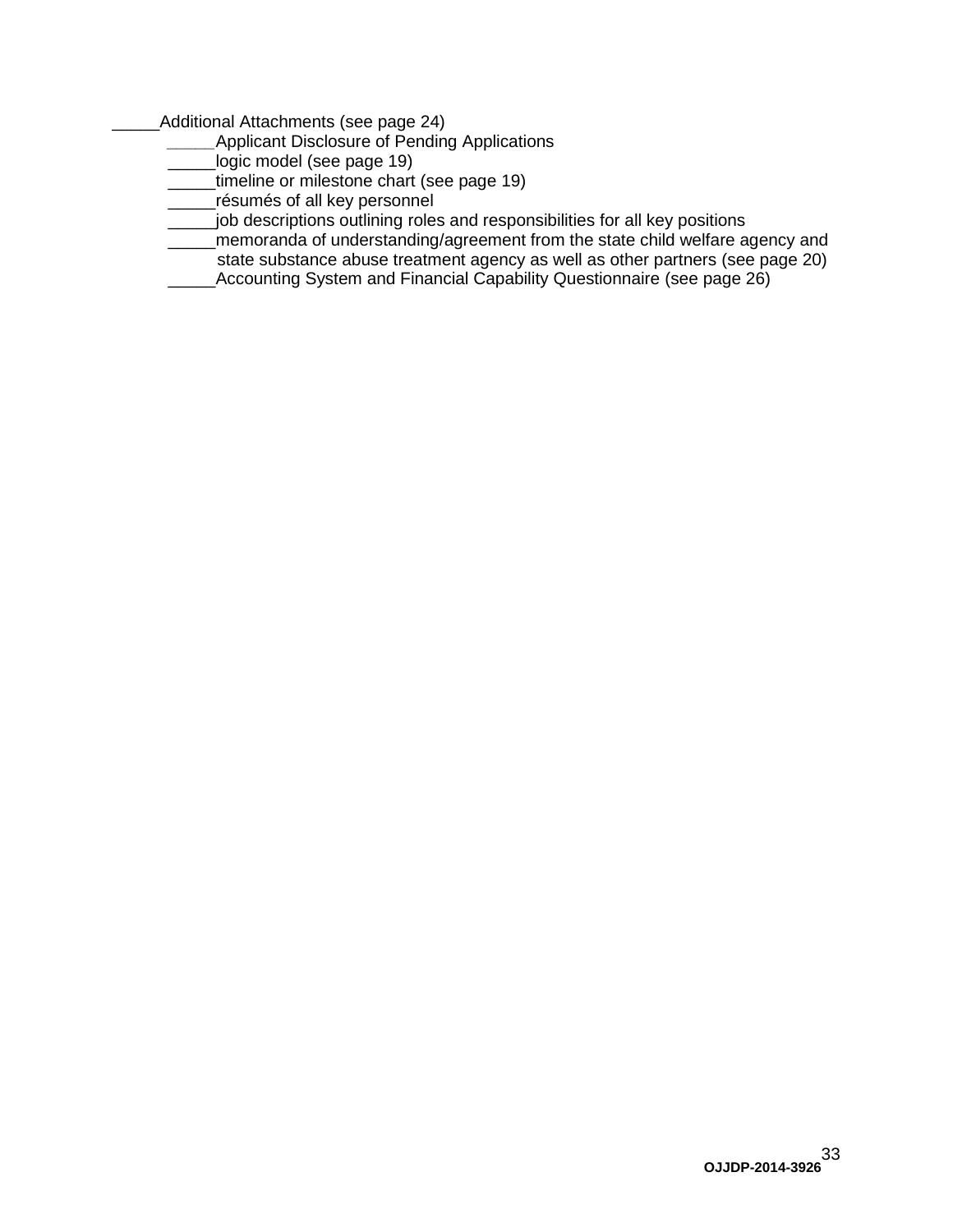_____Additional Attachments (see page 24)

- _____Applicant Disclosure of Pending Applications
- _____logic model (see page 19)
- _____timeline or milestone chart (see page 19)
- _____résumés of all key personnel
- _____job descriptions outlining roles and responsibilities for all key positions
- _____memoranda of understanding/agreement from the state child welfare agency and state substance abuse treatment agency as well as other partners (see page 20)
- _____Accounting System and Financial Capability Questionnaire (see page 26)